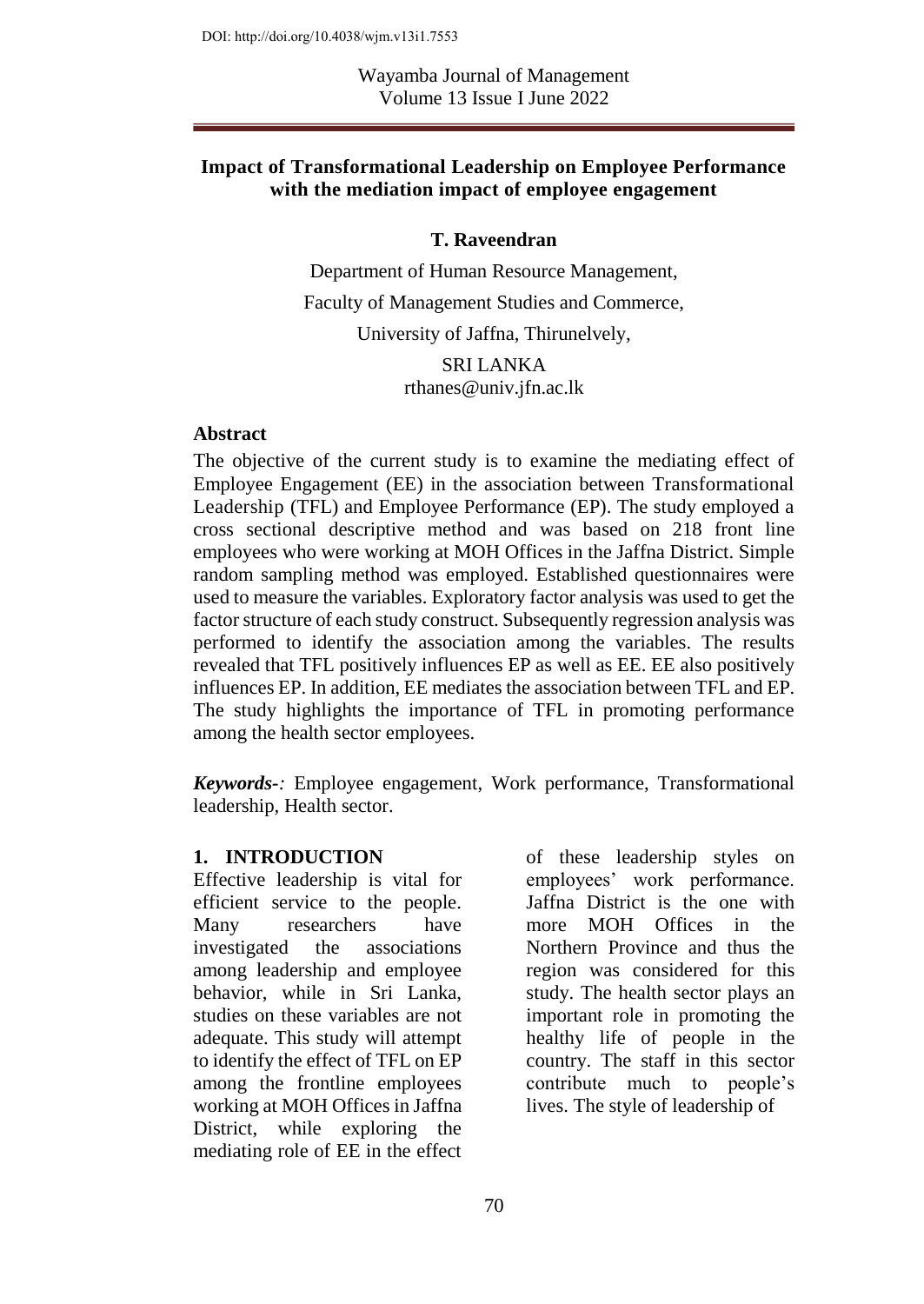DOI: http://doi.org/10.4038/wjm.v13i1.7553

Wayamba Journal of Management
Volume 13 Issue I June 2022

# Impact of Transformational Leadership on Employee Performance with the mediation impact of employee engagement

**T. Raveendran**

Department of Human Resource Management,
Faculty of Management Studies and Commerce,
University of Jaffna, Thirunelvely,
SRI LANKA
rthanes@univ.jfn.ac.lk

## Abstract

The objective of the current study is to examine the mediating effect of Employee Engagement (EE) in the association between Transformational Leadership (TFL) and Employee Performance (EP). The study employed a cross sectional descriptive method and was based on 218 front line employees who were working at MOH Offices in the Jaffna District. Simple random sampling method was employed. Established questionnaires were used to measure the variables. Exploratory factor analysis was used to get the factor structure of each study construct. Subsequently regression analysis was performed to identify the association among the variables. The results revealed that TFL positively influences EP as well as EE. EE also positively influences EP. In addition, EE mediates the association between TFL and EP. The study highlights the importance of TFL in promoting performance among the health sector employees.

***Keywords-:*** Employee engagement, Work performance, Transformational leadership, Health sector.

## 1. INTRODUCTION

Effective leadership is vital for efficient service to the people. Many researchers have investigated the associations among leadership and employee behavior, while in Sri Lanka, studies on these variables are not adequate. This study will attempt to identify the effect of TFL on EP among the frontline employees working at MOH Offices in Jaffna District, while exploring the mediating role of EE in the effect of these leadership styles on employees' work performance. Jaffna District is the one with more MOH Offices in the Northern Province and thus the region was considered for this study. The health sector plays an important role in promoting the healthy life of people in the country. The staff in this sector contribute much to people's lives. The style of leadership of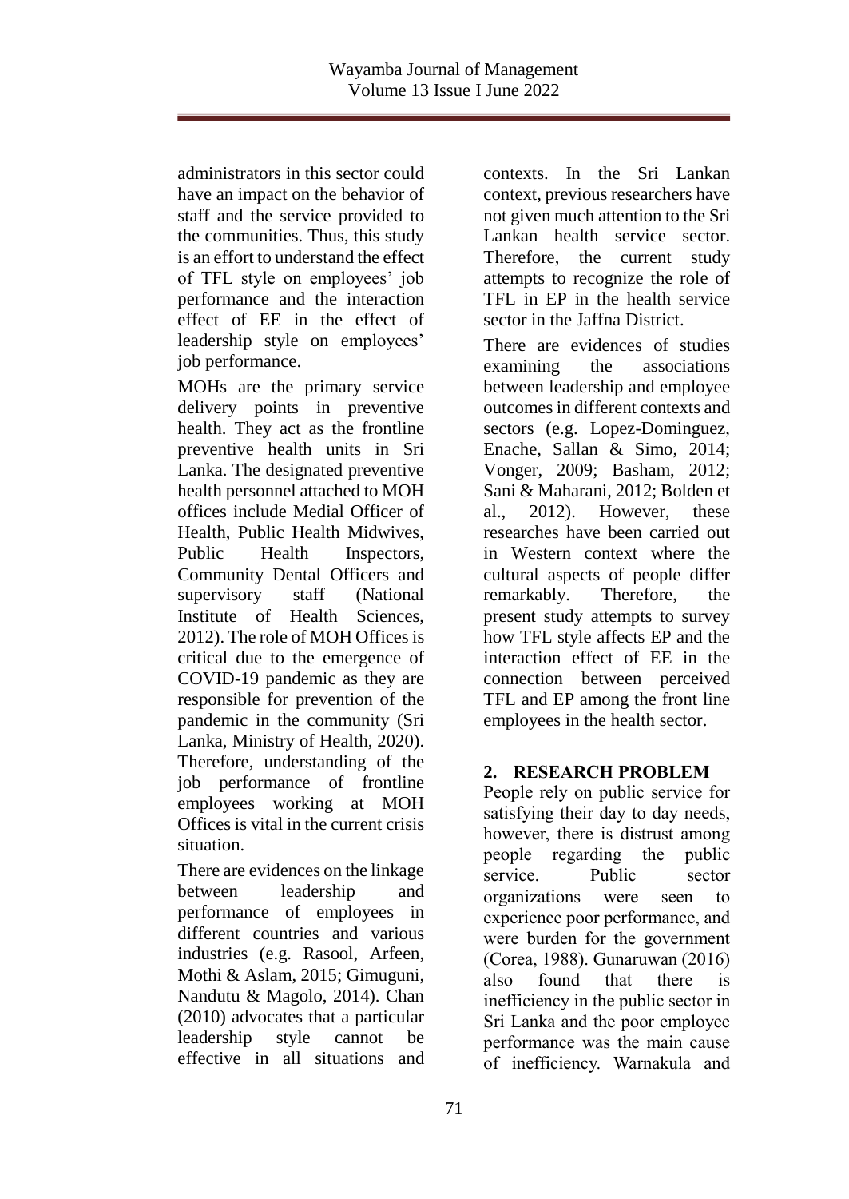administrators in this sector could have an impact on the behavior of staff and the service provided to the communities. Thus, this study is an effort to understand the effect of TFL style on employees' job performance and the interaction effect of EE in the effect of leadership style on employees' job performance.

MOHs are the primary service delivery points in preventive health. They act as the frontline preventive health units in Sri Lanka. The designated preventive health personnel attached to MOH offices include Medial Officer of Health, Public Health Midwives, Public Health Inspectors, Community Dental Officers and supervisory staff (National Institute of Health Sciences, 2012). The role of MOH Offices is critical due to the emergence of COVID-19 pandemic as they are responsible for prevention of the pandemic in the community (Sri Lanka, Ministry of Health, 2020). Therefore, understanding of the job performance of frontline employees working at MOH Offices is vital in the current crisis situation.

There are evidences on the linkage between leadership and performance of employees in different countries and various industries (e.g. Rasool, Arfeen, Mothi & Aslam, 2015; Gimuguni, Nandutu & Magolo, 2014). Chan (2010) advocates that a particular leadership style cannot be effective in all situations and contexts. In the Sri Lankan context, previous researchers have not given much attention to the Sri Lankan health service sector. Therefore, the current study attempts to recognize the role of TFL in EP in the health service sector in the Jaffna District.

There are evidences of studies examining the associations between leadership and employee outcomes in different contexts and sectors (e.g. Lopez-Dominguez, Enache, Sallan & Simo, 2014; Vonger, 2009; Basham, 2012; Sani & Maharani, 2012; Bolden et al., 2012). However, these researches have been carried out in Western context where the cultural aspects of people differ remarkably. Therefore, the present study attempts to survey how TFL style affects EP and the interaction effect of EE in the connection between perceived TFL and EP among the front line employees in the health sector.

## 2. RESEARCH PROBLEM

People rely on public service for satisfying their day to day needs, however, there is distrust among people regarding the public service. Public sector organizations were seen to experience poor performance, and were burden for the government (Corea, 1988). Gunaruwan (2016) also found that there is inefficiency in the public sector in Sri Lanka and the poor employee performance was the main cause of inefficiency. Warnakula and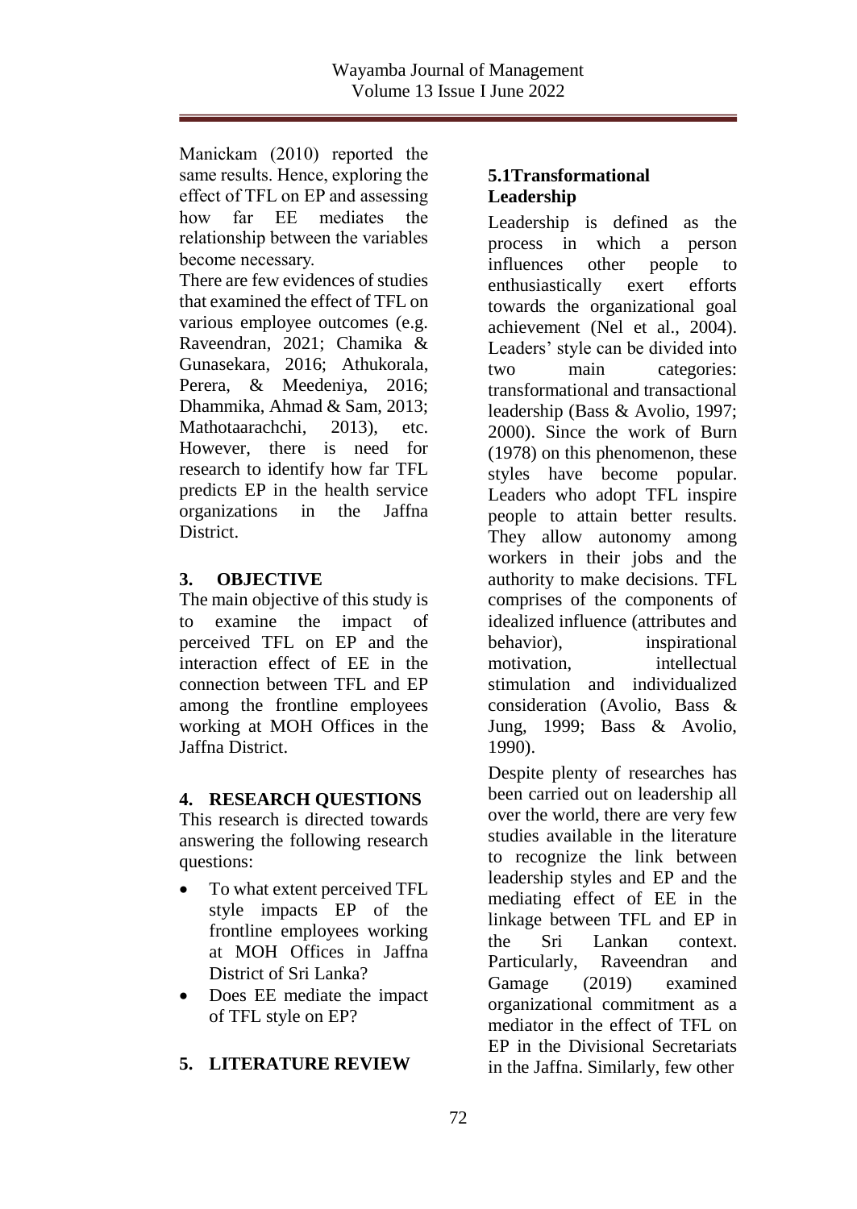Manickam (2010) reported the same results. Hence, exploring the effect of TFL on EP and assessing how far EE mediates the relationship between the variables become necessary.

There are few evidences of studies that examined the effect of TFL on various employee outcomes (e.g. Raveendran, 2021; Chamika & Gunasekara, 2016; Athukorala, Perera, & Meedeniya, 2016; Dhammika, Ahmad & Sam, 2013; Mathotaarachchi, 2013), etc. However, there is need for research to identify how far TFL predicts EP in the health service organizations in the Jaffna District.

## 3. OBJECTIVE

The main objective of this study is to examine the impact of perceived TFL on EP and the interaction effect of EE in the connection between TFL and EP among the frontline employees working at MOH Offices in the Jaffna District.

## 4. RESEARCH QUESTIONS

This research is directed towards answering the following research questions:

- To what extent perceived TFL style impacts EP of the frontline employees working at MOH Offices in Jaffna District of Sri Lanka?
- Does EE mediate the impact of TFL style on EP?

## 5. LITERATURE REVIEW

### 5.1Transformational Leadership

Leadership is defined as the process in which a person influences other people to enthusiastically exert efforts towards the organizational goal achievement (Nel et al., 2004). Leaders' style can be divided into two main categories: transformational and transactional leadership (Bass & Avolio, 1997; 2000). Since the work of Burn (1978) on this phenomenon, these styles have become popular. Leaders who adopt TFL inspire people to attain better results. They allow autonomy among workers in their jobs and the authority to make decisions. TFL comprises of the components of idealized influence (attributes and behavior), inspirational motivation, intellectual stimulation and individualized consideration (Avolio, Bass & Jung, 1999; Bass & Avolio, 1990).

Despite plenty of researches has been carried out on leadership all over the world, there are very few studies available in the literature to recognize the link between leadership styles and EP and the mediating effect of EE in the linkage between TFL and EP in the Sri Lankan context. Particularly, Raveendran and Gamage (2019) examined organizational commitment as a mediator in the effect of TFL on EP in the Divisional Secretariats in the Jaffna. Similarly, few other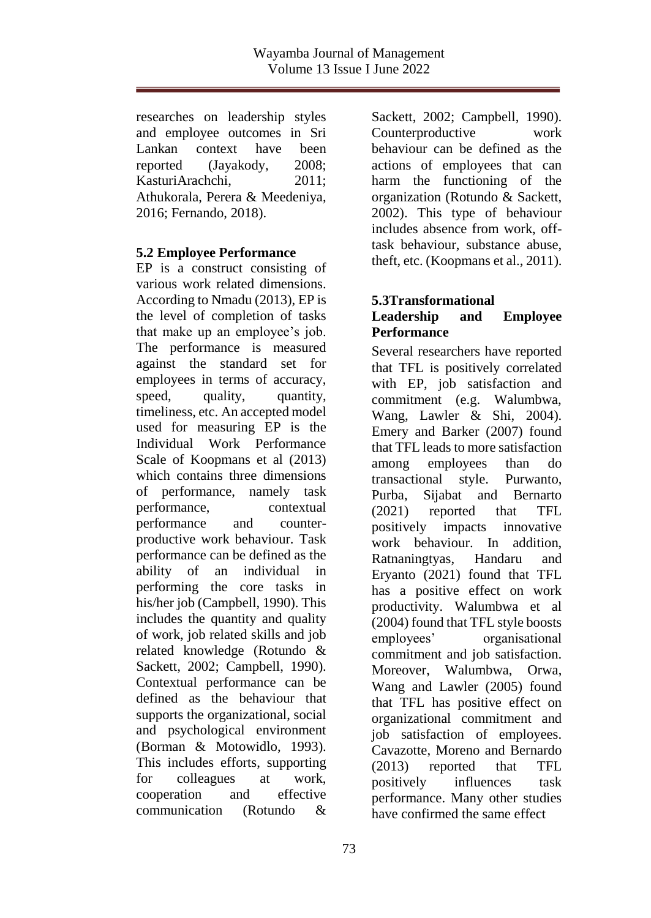researches on leadership styles and employee outcomes in Sri Lankan context have been reported (Jayakody, 2008; KasturiArachchi, 2011; Athukorala, Perera & Meedeniya, 2016; Fernando, 2018).

### 5.2 Employee Performance

EP is a construct consisting of various work related dimensions. According to Nmadu (2013), EP is the level of completion of tasks that make up an employee's job. The performance is measured against the standard set for employees in terms of accuracy, speed, quality, quantity, timeliness, etc. An accepted model used for measuring EP is the Individual Work Performance Scale of Koopmans et al (2013) which contains three dimensions of performance, namely task performance, contextual performance and counter-productive work behaviour. Task performance can be defined as the ability of an individual in performing the core tasks in his/her job (Campbell, 1990). This includes the quantity and quality of work, job related skills and job related knowledge (Rotundo & Sackett, 2002; Campbell, 1990). Contextual performance can be defined as the behaviour that supports the organizational, social and psychological environment (Borman & Motowidlo, 1993). This includes efforts, supporting for colleagues at work, cooperation and effective communication (Rotundo & Sackett, 2002; Campbell, 1990). Counterproductive work behaviour can be defined as the actions of employees that can harm the functioning of the organization (Rotundo & Sackett, 2002). This type of behaviour includes absence from work, off-task behaviour, substance abuse, theft, etc. (Koopmans et al., 2011).

### 5.3Transformational Leadership and Employee Performance

Several researchers have reported that TFL is positively correlated with EP, job satisfaction and commitment (e.g. Walumbwa, Wang, Lawler & Shi, 2004). Emery and Barker (2007) found that TFL leads to more satisfaction among employees than do transactional style. Purwanto, Purba, Sijabat and Bernarto (2021) reported that TFL positively impacts innovative work behaviour. In addition, Ratnaningtyas, Handaru and Eryanto (2021) found that TFL has a positive effect on work productivity. Walumbwa et al (2004) found that TFL style boosts employees' organisational commitment and job satisfaction. Moreover, Walumbwa, Orwa, Wang and Lawler (2005) found that TFL has positive effect on organizational commitment and job satisfaction of employees. Cavazotte, Moreno and Bernardo (2013) reported that TFL positively influences task performance. Many other studies have confirmed the same effect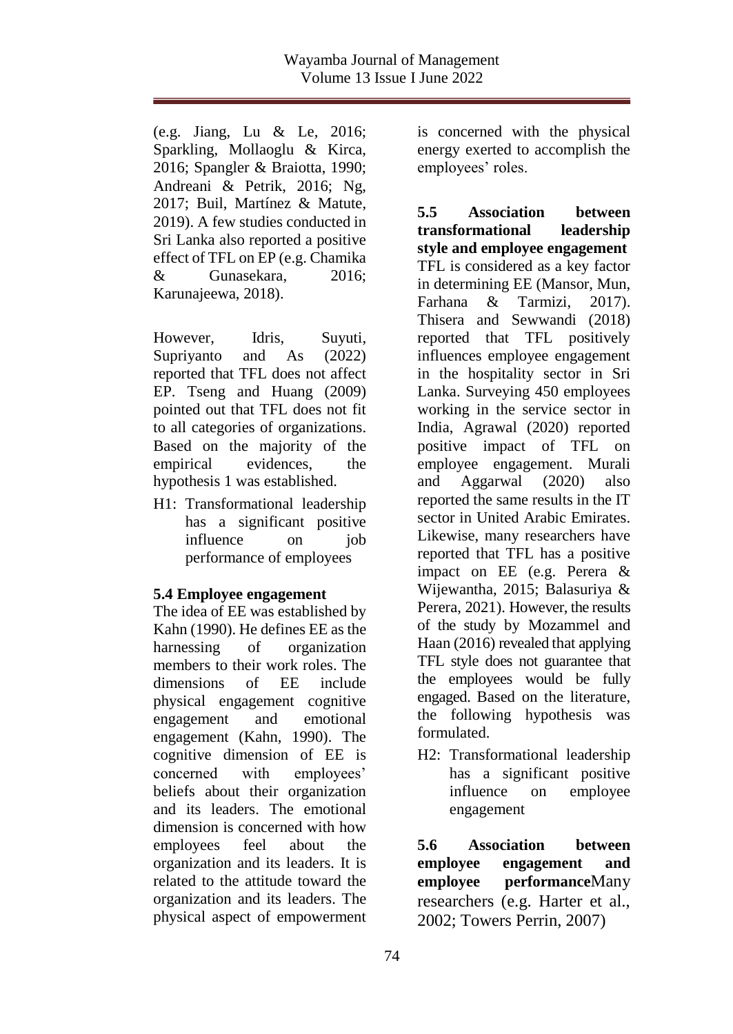(e.g. Jiang, Lu & Le, 2016; Sparkling, Mollaoglu & Kirca, 2016; Spangler & Braiotta, 1990; Andreani & Petrik, 2016; Ng, 2017; Buil, Martínez & Matute, 2019). A few studies conducted in Sri Lanka also reported a positive effect of TFL on EP (e.g. Chamika & Gunasekara, 2016; Karunajeewa, 2018).

However, Idris, Suyuti, Supriyanto and As (2022) reported that TFL does not affect EP. Tseng and Huang (2009) pointed out that TFL does not fit to all categories of organizations. Based on the majority of the empirical evidences, the hypothesis 1 was established.

H1: Transformational leadership has a significant positive influence on job performance of employees

**5.4 Employee engagement**

The idea of EE was established by Kahn (1990). He defines EE as the harnessing of organization members to their work roles. The dimensions of EE include physical engagement cognitive engagement and emotional engagement (Kahn, 1990). The cognitive dimension of EE is concerned with employees' beliefs about their organization and its leaders. The emotional dimension is concerned with how employees feel about the organization and its leaders. It is related to the attitude toward the organization and its leaders. The physical aspect of empowerment is concerned with the physical energy exerted to accomplish the employees' roles.

**5.5 Association between transformational leadership style and employee engagement**

TFL is considered as a key factor in determining EE (Mansor, Mun, Farhana & Tarmizi, 2017). Thisera and Sewwandi (2018) reported that TFL positively influences employee engagement in the hospitality sector in Sri Lanka. Surveying 450 employees working in the service sector in India, Agrawal (2020) reported positive impact of TFL on employee engagement. Murali and Aggarwal (2020) also reported the same results in the IT sector in United Arabic Emirates. Likewise, many researchers have reported that TFL has a positive impact on EE (e.g. Perera & Wijewantha, 2015; Balasuriya & Perera, 2021). However, the results of the study by Mozammel and Haan (2016) revealed that applying TFL style does not guarantee that the employees would be fully engaged. Based on the literature, the following hypothesis was formulated.

H2: Transformational leadership has a significant positive influence on employee engagement

**5.6 Association between employee engagement and employee performance**

Many researchers (e.g. Harter et al., 2002; Towers Perrin, 2007)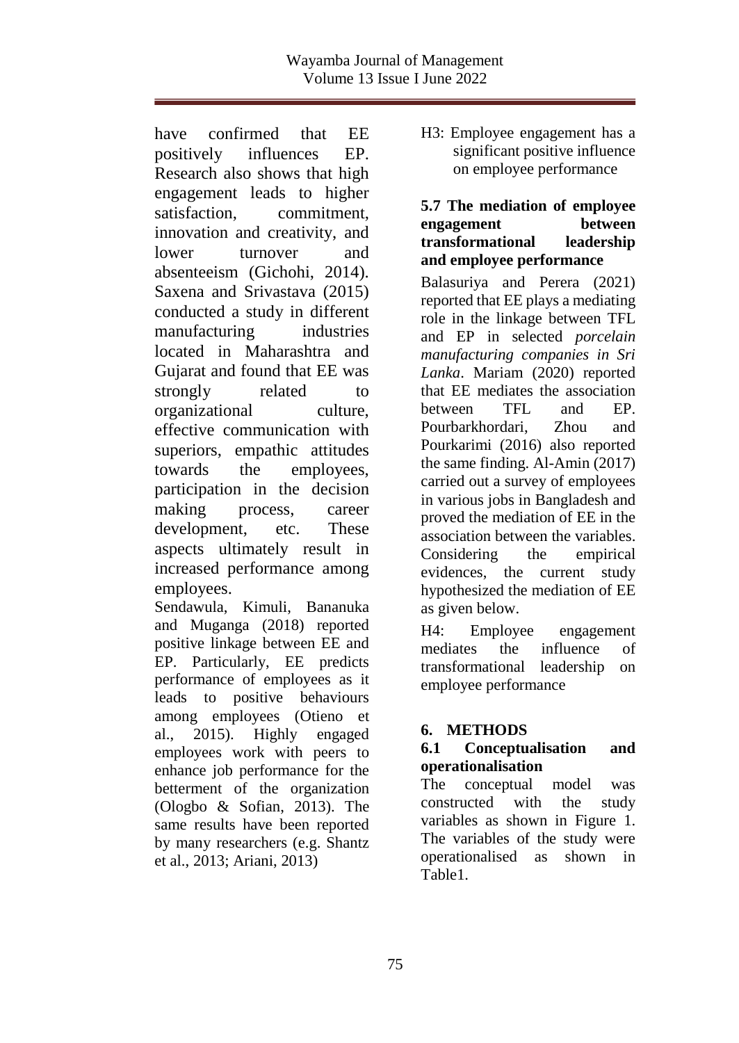have confirmed that EE positively influences EP. Research also shows that high engagement leads to higher satisfaction, commitment, innovation and creativity, and lower turnover and absenteeism (Gichohi, 2014). Saxena and Srivastava (2015) conducted a study in different manufacturing industries located in Maharashtra and Gujarat and found that EE was strongly related to organizational culture, effective communication with superiors, empathic attitudes towards the employees, participation in the decision making process, career development, etc. These aspects ultimately result in increased performance among employees.

Sendawula, Kimuli, Bananuka and Muganga (2018) reported positive linkage between EE and EP. Particularly, EE predicts performance of employees as it leads to positive behaviours among employees (Otieno et al., 2015). Highly engaged employees work with peers to enhance job performance for the betterment of the organization (Ologbo & Sofian, 2013). The same results have been reported by many researchers (e.g. Shantz et al., 2013; Ariani, 2013)

H3: Employee engagement has a significant positive influence on employee performance

### 5.7 The mediation of employee engagement between transformational leadership and employee performance

Balasuriya and Perera (2021) reported that EE plays a mediating role in the linkage between TFL and EP in selected *porcelain manufacturing companies in Sri Lanka*. Mariam (2020) reported that EE mediates the association between TFL and EP. Pourbarkhordari, Zhou and Pourkarimi (2016) also reported the same finding. Al-Amin (2017) carried out a survey of employees in various jobs in Bangladesh and proved the mediation of EE in the association between the variables. Considering the empirical evidences, the current study hypothesized the mediation of EE as given below.

H4: Employee engagement mediates the influence of transformational leadership on employee performance

## 6. METHODS

### 6.1 Conceptualisation and operationalisation

The conceptual model was constructed with the study variables as shown in Figure 1. The variables of the study were operationalised as shown in Table1.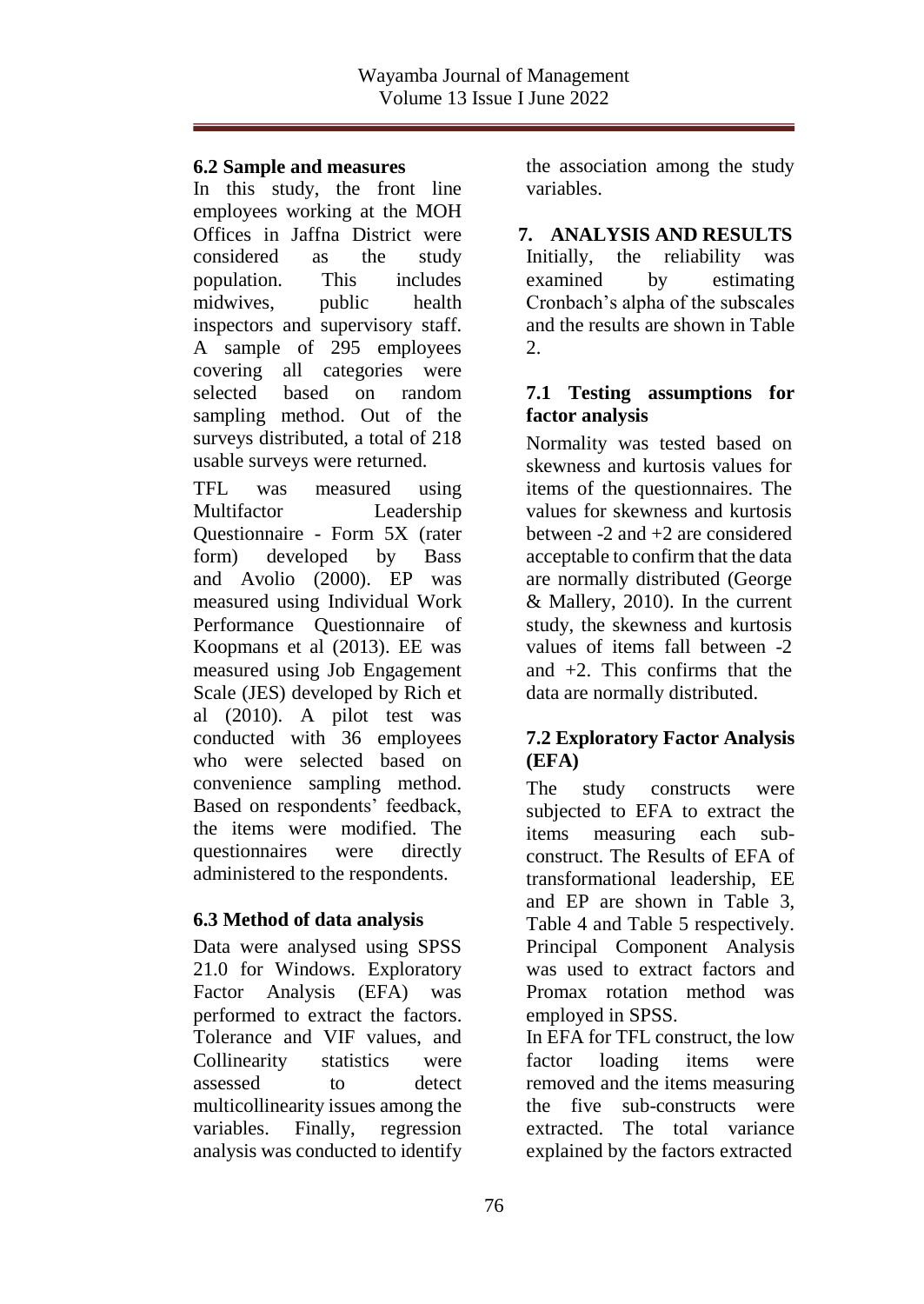### 6.2 Sample and measures

In this study, the front line employees working at the MOH Offices in Jaffna District were considered as the study population. This includes midwives, public health inspectors and supervisory staff. A sample of 295 employees covering all categories were selected based on random sampling method. Out of the surveys distributed, a total of 218 usable surveys were returned.

TFL was measured using Multifactor Leadership Questionnaire - Form 5X (rater form) developed by Bass and Avolio (2000). EP was measured using Individual Work Performance Questionnaire of Koopmans et al (2013). EE was measured using Job Engagement Scale (JES) developed by Rich et al (2010). A pilot test was conducted with 36 employees who were selected based on convenience sampling method. Based on respondents' feedback, the items were modified. The questionnaires were directly administered to the respondents.

### 6.3 Method of data analysis

Data were analysed using SPSS 21.0 for Windows. Exploratory Factor Analysis (EFA) was performed to extract the factors. Tolerance and VIF values, and Collinearity statistics were assessed to detect multicollinearity issues among the variables. Finally, regression analysis was conducted to identify the association among the study variables.

## 7. ANALYSIS AND RESULTS

Initially, the reliability was examined by estimating Cronbach's alpha of the subscales and the results are shown in Table 2.

### 7.1 Testing assumptions for factor analysis

Normality was tested based on skewness and kurtosis values for items of the questionnaires. The values for skewness and kurtosis between -2 and +2 are considered acceptable to confirm that the data are normally distributed (George & Mallery, 2010). In the current study, the skewness and kurtosis values of items fall between -2 and +2. This confirms that the data are normally distributed.

### 7.2 Exploratory Factor Analysis (EFA)

The study constructs were subjected to EFA to extract the items measuring each sub-construct. The Results of EFA of transformational leadership, EE and EP are shown in Table 3, Table 4 and Table 5 respectively. Principal Component Analysis was used to extract factors and Promax rotation method was employed in SPSS.

In EFA for TFL construct, the low factor loading items were removed and the items measuring the five sub-constructs were extracted. The total variance explained by the factors extracted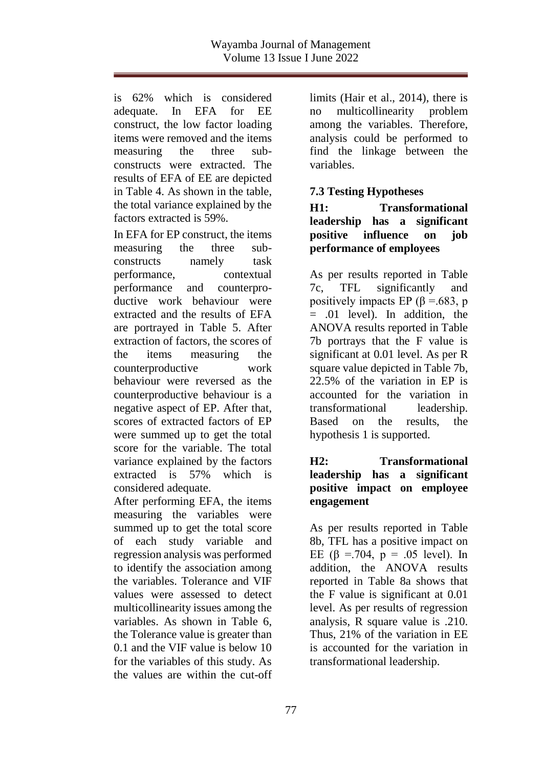is 62% which is considered adequate. In EFA for EE construct, the low factor loading items were removed and the items measuring the three sub-constructs were extracted. The results of EFA of EE are depicted in Table 4. As shown in the table, the total variance explained by the factors extracted is 59%.

In EFA for EP construct, the items measuring the three sub-constructs namely task performance, contextual performance and counterproductive work behaviour were extracted and the results of EFA are portrayed in Table 5. After extraction of factors, the scores of the items measuring the counterproductive work behaviour were reversed as the counterproductive behaviour is a negative aspect of EP. After that, scores of extracted factors of EP were summed up to get the total score for the variable. The total variance explained by the factors extracted is 57% which is considered adequate.

After performing EFA, the items measuring the variables were summed up to get the total score of each study variable and regression analysis was performed to identify the association among the variables. Tolerance and VIF values were assessed to detect multicollinearity issues among the variables. As shown in Table 6, the Tolerance value is greater than 0.1 and the VIF value is below 10 for the variables of this study. As the values are within the cut-off limits (Hair et al., 2014), there is no multicollinearity problem among the variables. Therefore, analysis could be performed to find the linkage between the variables.

### 7.3 Testing Hypotheses

**H1: Transformational leadership has a significant positive influence on job performance of employees**

As per results reported in Table 7c, TFL significantly and positively impacts EP ($\beta$ =.683, p = .01 level). In addition, the ANOVA results reported in Table 7b portrays that the F value is significant at 0.01 level. As per R square value depicted in Table 7b, 22.5% of the variation in EP is accounted for the variation in transformational leadership. Based on the results, the hypothesis 1 is supported.

**H2: Transformational leadership has a significant positive impact on employee engagement**

As per results reported in Table 8b, TFL has a positive impact on EE ($\beta$ =.704, p = .05 level). In addition, the ANOVA results reported in Table 8a shows that the F value is significant at 0.01 level. As per results of regression analysis, R square value is .210. Thus, 21% of the variation in EE is accounted for the variation in transformational leadership.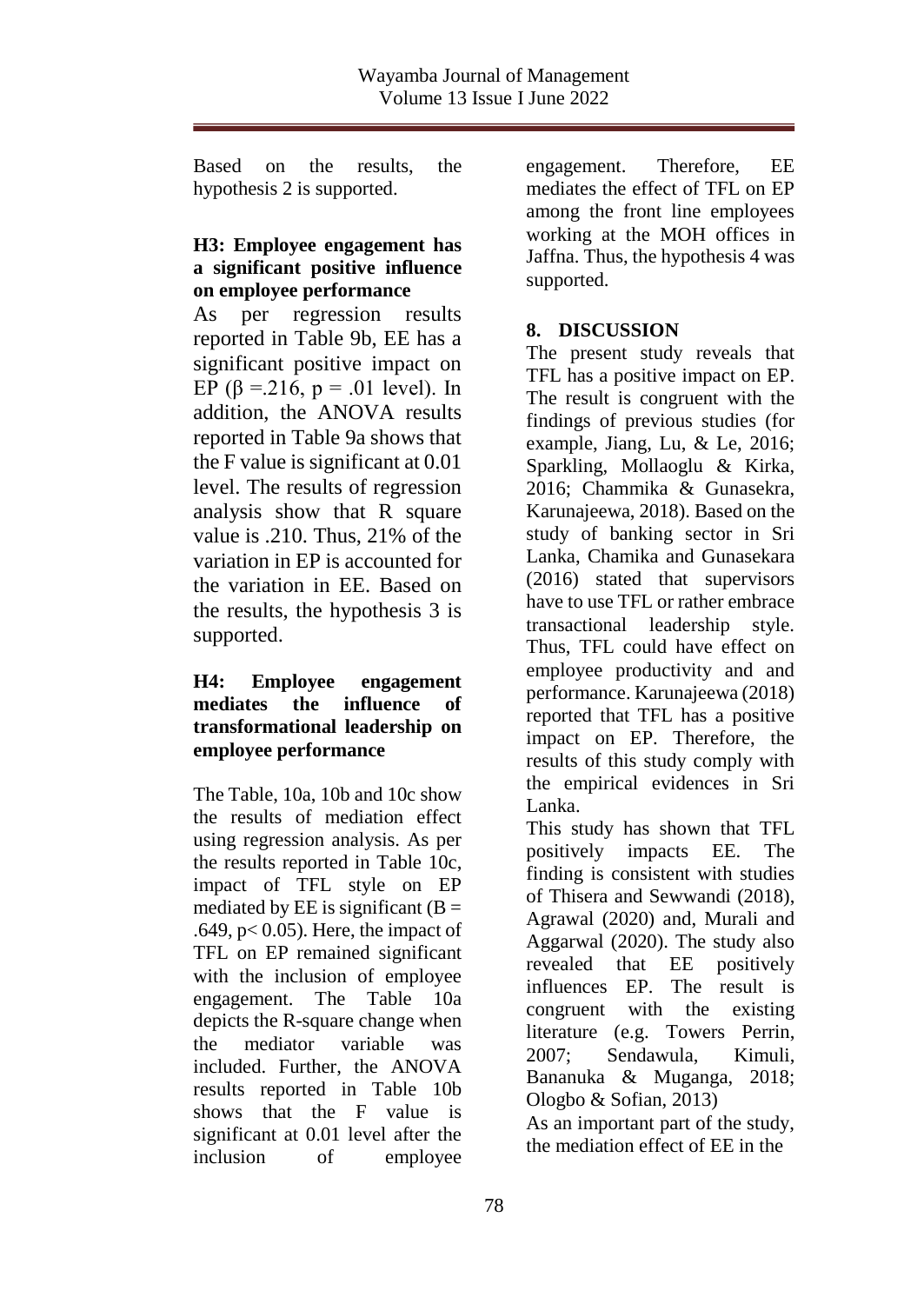Based on the results, the hypothesis 2 is supported.

**H3: Employee engagement has a significant positive influence on employee performance**

As per regression results reported in Table 9b, EE has a significant positive impact on EP ($\beta$ =.216, p = .01 level). In addition, the ANOVA results reported in Table 9a shows that the F value is significant at 0.01 level. The results of regression analysis show that R square value is .210. Thus, 21% of the variation in EP is accounted for the variation in EE. Based on the results, the hypothesis 3 is supported.

**H4: Employee engagement mediates the influence of transformational leadership on employee performance**

The Table, 10a, 10b and 10c show the results of mediation effect using regression analysis. As per the results reported in Table 10c, impact of TFL style on EP mediated by EE is significant (B = .649, $p < 0.05$). Here, the impact of TFL on EP remained significant with the inclusion of employee engagement. The Table 10a depicts the R-square change when the mediator variable was included. Further, the ANOVA results reported in Table 10b shows that the F value is significant at 0.01 level after the inclusion of employee engagement. Therefore, EE mediates the effect of TFL on EP among the front line employees working at the MOH offices in Jaffna. Thus, the hypothesis 4 was supported.

## 8. DISCUSSION

The present study reveals that TFL has a positive impact on EP. The result is congruent with the findings of previous studies (for example, Jiang, Lu, & Le, 2016; Sparkling, Mollaoglu & Kirka, 2016; Chammika & Gunasekra, Karunajeewa, 2018). Based on the study of banking sector in Sri Lanka, Chamika and Gunasekara (2016) stated that supervisors have to use TFL or rather embrace transactional leadership style. Thus, TFL could have effect on employee productivity and and performance. Karunajeewa (2018) reported that TFL has a positive impact on EP. Therefore, the results of this study comply with the empirical evidences in Sri Lanka.

This study has shown that TFL positively impacts EE. The finding is consistent with studies of Thisera and Sewwandi (2018), Agrawal (2020) and, Murali and Aggarwal (2020). The study also revealed that EE positively influences EP. The result is congruent with the existing literature (e.g. Towers Perrin, 2007; Sendawula, Kimuli, Bananuka & Muganga, 2018; Ologbo & Sofian, 2013)

As an important part of the study, the mediation effect of EE in the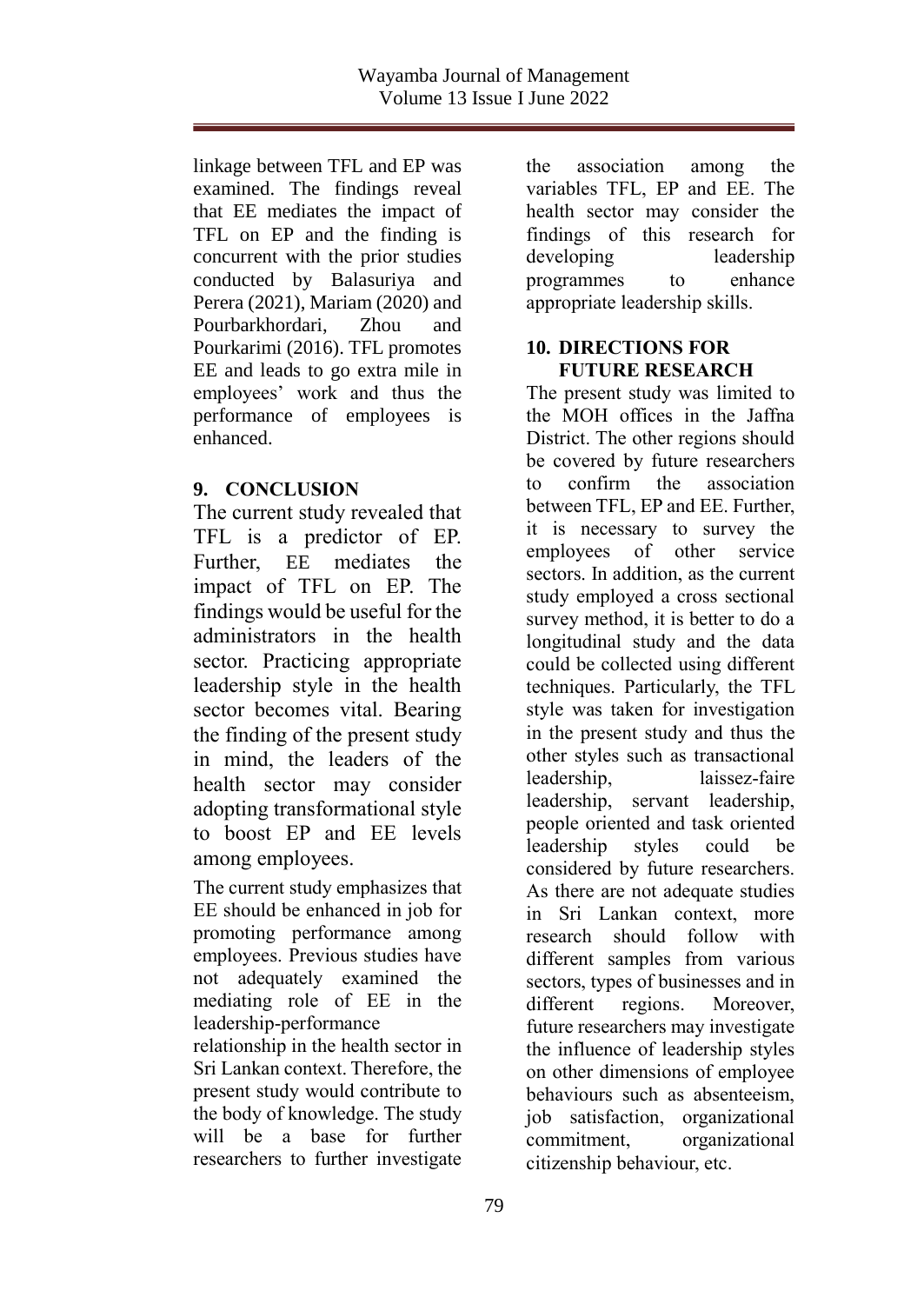linkage between TFL and EP was examined. The findings reveal that EE mediates the impact of TFL on EP and the finding is concurrent with the prior studies conducted by Balasuriya and Perera (2021), Mariam (2020) and Pourbarkhordari, Zhou and Pourkarimi (2016). TFL promotes EE and leads to go extra mile in employees' work and thus the performance of employees is enhanced.

## 9. CONCLUSION

The current study revealed that TFL is a predictor of EP. Further, EE mediates the impact of TFL on EP. The findings would be useful for the administrators in the health sector. Practicing appropriate leadership style in the health sector becomes vital. Bearing the finding of the present study in mind, the leaders of the health sector may consider adopting transformational style to boost EP and EE levels among employees.

The current study emphasizes that EE should be enhanced in job for promoting performance among employees. Previous studies have not adequately examined the mediating role of EE in the leadership-performance relationship in the health sector in Sri Lankan context. Therefore, the present study would contribute to the body of knowledge. The study will be a base for further researchers to further investigate the association among the variables TFL, EP and EE. The health sector may consider the findings of this research for developing leadership programmes to enhance appropriate leadership skills.

## 10. DIRECTIONS FOR FUTURE RESEARCH

The present study was limited to the MOH offices in the Jaffna District. The other regions should be covered by future researchers to confirm the association between TFL, EP and EE. Further, it is necessary to survey the employees of other service sectors. In addition, as the current study employed a cross sectional survey method, it is better to do a longitudinal study and the data could be collected using different techniques. Particularly, the TFL style was taken for investigation in the present study and thus the other styles such as transactional leadership, laissez-faire leadership, servant leadership, people oriented and task oriented leadership styles could be considered by future researchers. As there are not adequate studies in Sri Lankan context, more research should follow with different samples from various sectors, types of businesses and in different regions. Moreover, future researchers may investigate the influence of leadership styles on other dimensions of employee behaviours such as absenteeism, job satisfaction, organizational commitment, organizational citizenship behaviour, etc.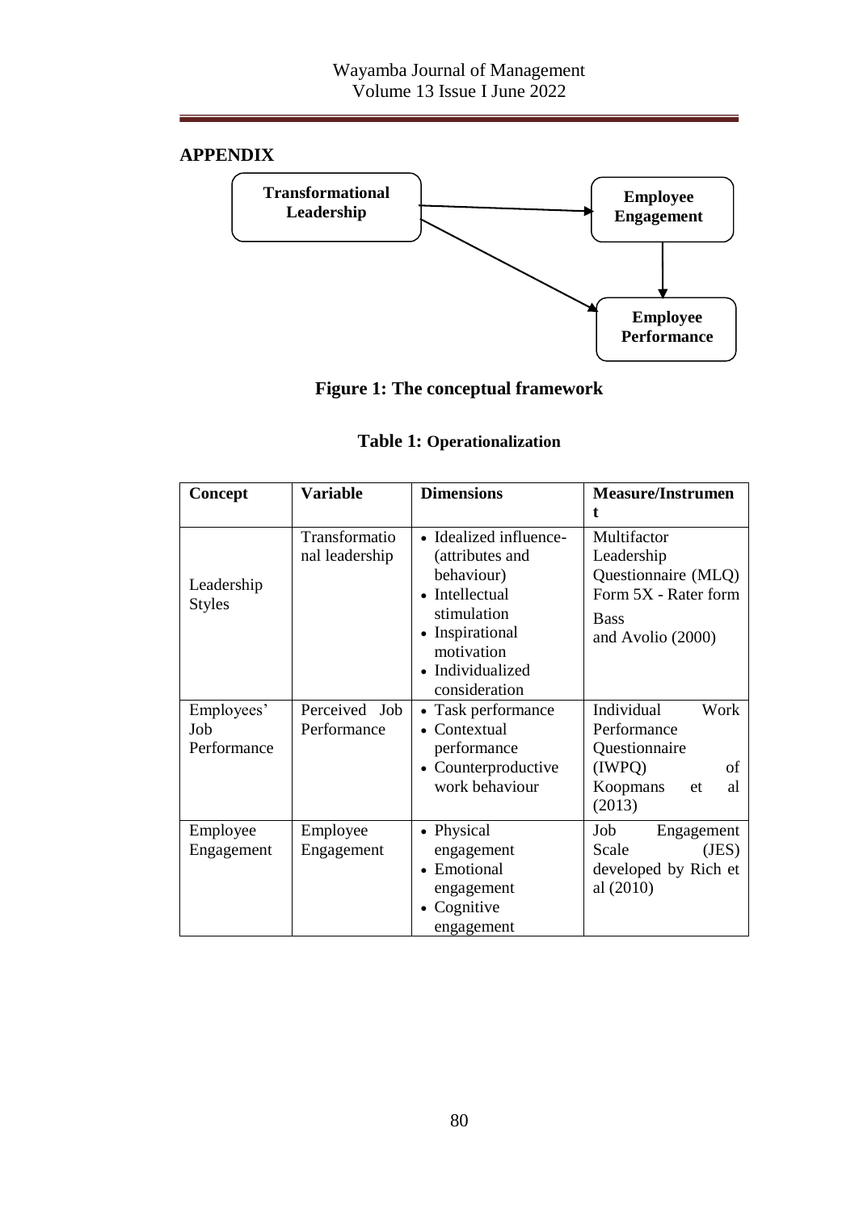## APPENDIX

Transformational Leadership → Employee Engagement
Transformational Leadership → Employee Performance
Employee Engagement → Employee Performance

**Figure 1: The conceptual framework**

**Table 1: Operationalization**

| Concept | Variable | Dimensions | Measure/Instrument |
|---|---|---|---|
| Leadership Styles | Transformational leadership | • Idealized influence- (attributes and behaviour)<br>• Intellectual stimulation<br>• Inspirational motivation<br>• Individualized consideration | Multifactor Leadership Questionnaire (MLQ) Form 5X - Rater form<br>Bass and Avolio (2000) |
| Employees' Job Performance | Perceived Job Performance | • Task performance<br>• Contextual performance<br>• Counterproductive work behaviour | Individual Work Performance Questionnaire (IWPQ) of Koopmans et al (2013) |
| Employee Engagement | Employee Engagement | • Physical engagement<br>• Emotional engagement<br>• Cognitive engagement | Job Engagement Scale (JES) developed by Rich et al (2010) |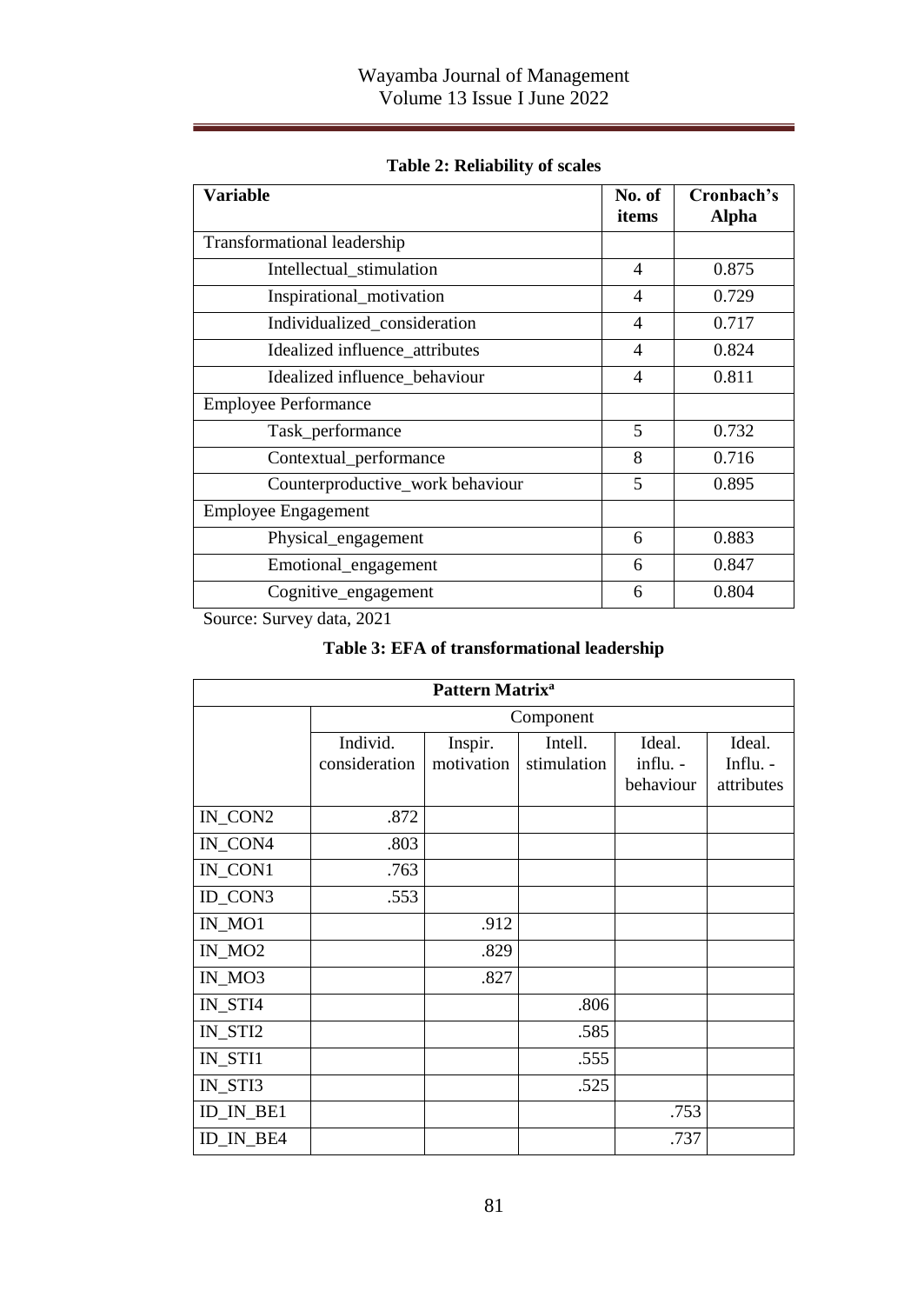**Table 2: Reliability of scales**

| Variable | No. of items | Cronbach's Alpha |
|---|---|---|
| Transformational leadership | | |
| Intellectual_stimulation | 4 | 0.875 |
| Inspirational_motivation | 4 | 0.729 |
| Individualized_consideration | 4 | 0.717 |
| Idealized influence_attributes | 4 | 0.824 |
| Idealized influence_behaviour | 4 | 0.811 |
| Employee Performance | | |
| Task_performance | 5 | 0.732 |
| Contextual_performance | 8 | 0.716 |
| Counterproductive_work behaviour | 5 | 0.895 |
| Employee Engagement | | |
| Physical_engagement | 6 | 0.883 |
| Emotional_engagement | 6 | 0.847 |
| Cognitive_engagement | 6 | 0.804 |

Source: Survey data, 2021

**Table 3: EFA of transformational leadership**

| Pattern Matrix[a] | | | | | |
|---|---|---|---|---|---|
| | Component | | | | |
| | Individ. consideration | Inspir. motivation | Intell. stimulation | Ideal. influ. - behaviour | Ideal. Influ. - attributes |
| IN_CON2 | .872 | | | | |
| IN_CON4 | .803 | | | | |
| IN_CON1 | .763 | | | | |
| ID_CON3 | .553 | | | | |
| IN_MO1 | | .912 | | | |
| IN_MO2 | | .829 | | | |
| IN_MO3 | | .827 | | | |
| IN_STI4 | | | .806 | | |
| IN_STI2 | | | .585 | | |
| IN_STI1 | | | .555 | | |
| IN_STI3 | | | .525 | | |
| ID_IN_BE1 | | | | .753 | |
| ID_IN_BE4 | | | | .737 | |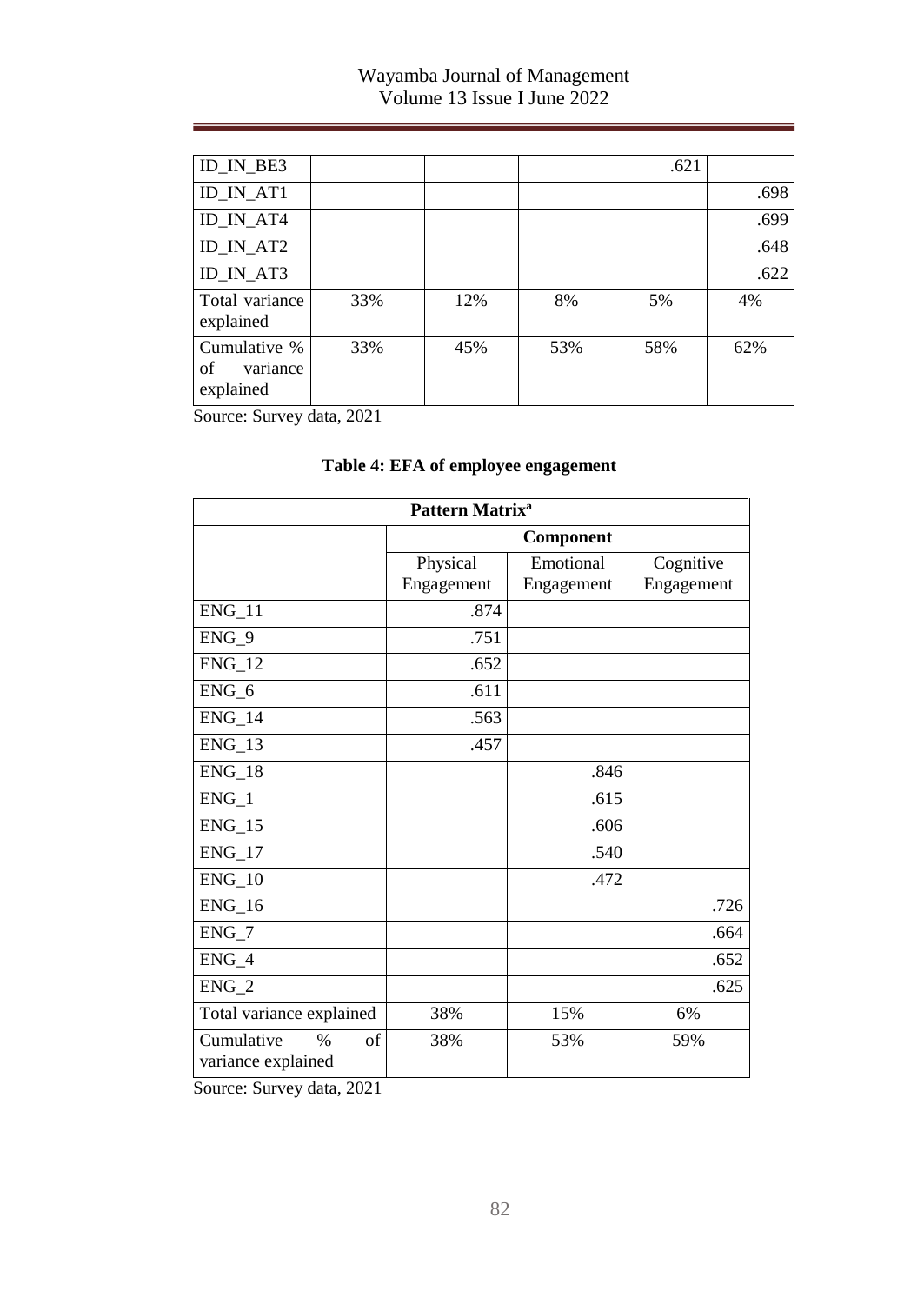| ID_IN_BE3 | | | | .621 | |
|---|---|---|---|---|---|
| ID_IN_AT1 | | | | | .698 |
| ID_IN_AT4 | | | | | .699 |
| ID_IN_AT2 | | | | | .648 |
| ID_IN_AT3 | | | | | .622 |
| Total variance explained | 33% | 12% | 8% | 5% | 4% |
| Cumulative % of variance explained | 33% | 45% | 53% | 58% | 62% |

Source: Survey data, 2021

**Table 4: EFA of employee engagement**

| Pattern Matrix[a] | | | |
|---|---|---|---|
| | Component | | |
| | Physical Engagement | Emotional Engagement | Cognitive Engagement |
| ENG_11 | .874 | | |
| ENG_9 | .751 | | |
| ENG_12 | .652 | | |
| ENG_6 | .611 | | |
| ENG_14 | .563 | | |
| ENG_13 | .457 | | |
| ENG_18 | | .846 | |
| ENG_1 | | .615 | |
| ENG_15 | | .606 | |
| ENG_17 | | .540 | |
| ENG_10 | | .472 | |
| ENG_16 | | | .726 |
| ENG_7 | | | .664 |
| ENG_4 | | | .652 |
| ENG_2 | | | .625 |
| Total variance explained | 38% | 15% | 6% |
| Cumulative % of variance explained | 38% | 53% | 59% |

Source: Survey data, 2021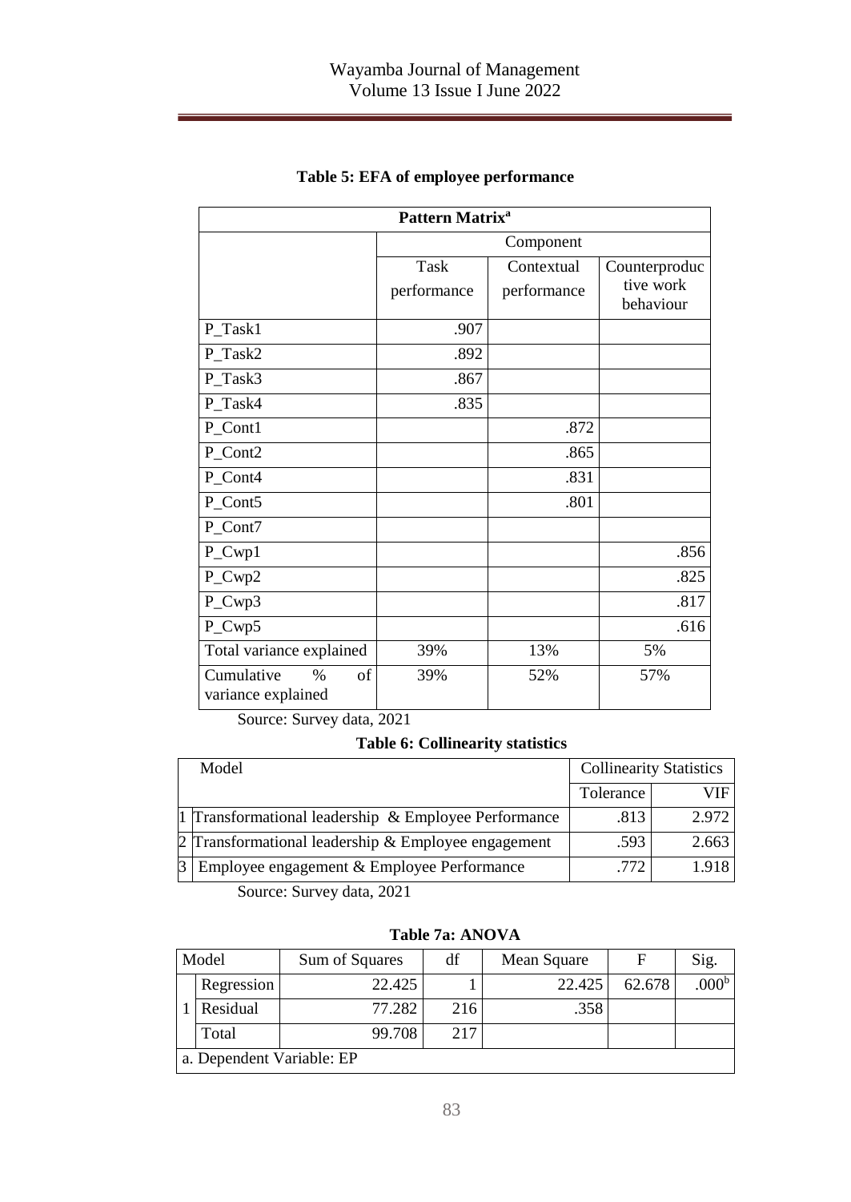**Table 5: EFA of employee performance**

| Pattern Matrix[a] | | | |
|---|---|---|---|
| | Component | | |
| | Task performance | Contextual performance | Counterproductive work behaviour |
| P_Task1 | .907 | | |
| P_Task2 | .892 | | |
| P_Task3 | .867 | | |
| P_Task4 | .835 | | |
| P_Cont1 | | .872 | |
| P_Cont2 | | .865 | |
| P_Cont4 | | .831 | |
| P_Cont5 | | .801 | |
| P_Cont7 | | | |
| P_Cwp1 | | | .856 |
| P_Cwp2 | | | .825 |
| P_Cwp3 | | | .817 |
| P_Cwp5 | | | .616 |
| Total variance explained | 39% | 13% | 5% |
| Cumulative % of variance explained | 39% | 52% | 57% |

Source: Survey data, 2021

**Table 6: Collinearity statistics**

| | Model | Collinearity Statistics | |
|---|---|---|---|
| | | Tolerance | VIF |
| 1 | Transformational leadership & Employee Performance | .813 | 2.972 |
| 2 | Transformational leadership & Employee engagement | .593 | 2.663 |
| 3 | Employee engagement & Employee Performance | .772 | 1.918 |

Source: Survey data, 2021

**Table 7a: ANOVA**

| Model | | Sum of Squares | df | Mean Square | F | Sig. |
|---|---|---|---|---|---|---|
| 1 | Regression | 22.425 | 1 | 22.425 | 62.678 | .000[b] |
| | Residual | 77.282 | 216 | .358 | | |
| | Total | 99.708 | 217 | | | |

a. Dependent Variable: EP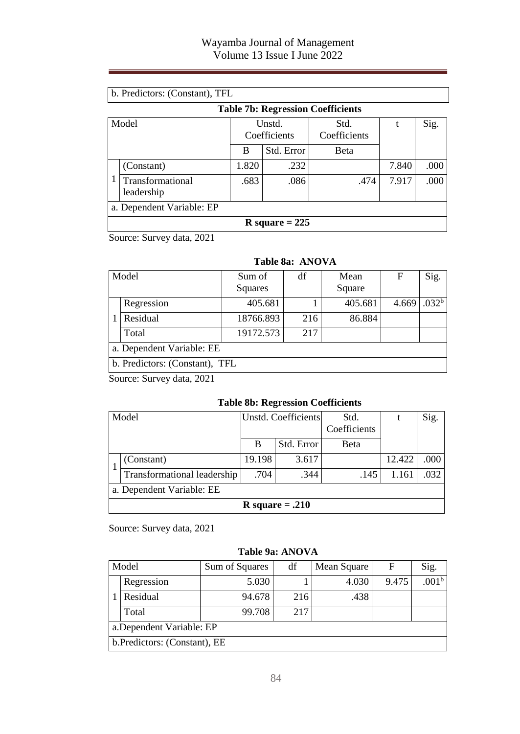| b. Predictors: (Constant), TFL |
|---|

**Table 7b: Regression Coefficients**

| Model | | Unstd. Coefficients | | Std. Coefficients | t | Sig. |
|---|---|---|---|---|---|---|
| | | B | Std. Error | Beta | | |
| 1 | (Constant) | 1.820 | .232 | | 7.840 | .000 |
| | Transformational leadership | .683 | .086 | .474 | 7.917 | .000 |
| a. Dependent Variable: EP | | | | | | |
| **R square = 225** | | | | | | |

Source: Survey data, 2021

**Table 8a: ANOVA**

| Model | | Sum of Squares | df | Mean Square | F | Sig. |
|---|---|---|---|---|---|---|
| 1 | Regression | 405.681 | 1 | 405.681 | 4.669 | .032[b] |
| | Residual | 18766.893 | 216 | 86.884 | | |
| | Total | 19172.573 | 217 | | | |
| a. Dependent Variable: EE | | | | | | |
| b. Predictors: (Constant), TFL | | | | | | |

Source: Survey data, 2021

**Table 8b: Regression Coefficients**

| Model | | Unstd. Coefficients | | Std. Coefficients | t | Sig. |
|---|---|---|---|---|---|---|
| | | B | Std. Error | Beta | | |
| 1 | (Constant) | 19.198 | 3.617 | | 12.422 | .000 |
| | Transformational leadership | .704 | .344 | .145 | 1.161 | .032 |
| a. Dependent Variable: EE | | | | | | |
| **R square = .210** | | | | | | |

Source: Survey data, 2021

**Table 9a: ANOVA**

| Model | | Sum of Squares | df | Mean Square | F | Sig. |
|---|---|---|---|---|---|---|
| 1 | Regression | 5.030 | 1 | 4.030 | 9.475 | .001[b] |
| | Residual | 94.678 | 216 | .438 | | |
| | Total | 99.708 | 217 | | | |
| a.Dependent Variable: EP | | | | | | |
| b.Predictors: (Constant), EE | | | | | | |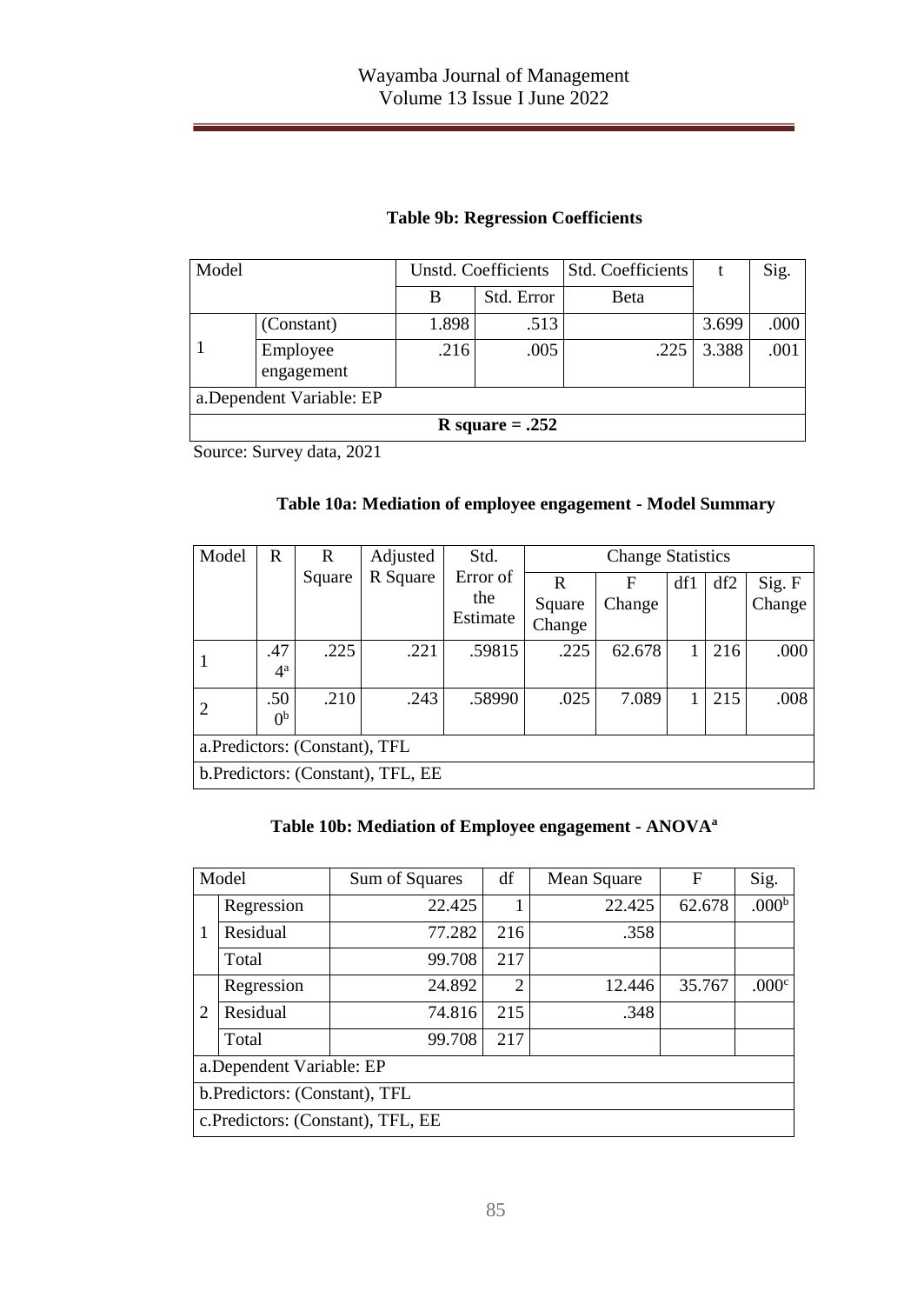**Table 9b: Regression Coefficients**

| Model | | Unstd. Coefficients | | Std. Coefficients | t | Sig. |
|---|---|---|---|---|---|---|
| | | B | Std. Error | Beta | | |
| 1 | (Constant) | 1.898 | .513 | | 3.699 | .000 |
| | Employee engagement | .216 | .005 | .225 | 3.388 | .001 |
| a.Dependent Variable: EP | | | | | | |
| **R square = .252** | | | | | | |

Source: Survey data, 2021

**Table 10a: Mediation of employee engagement - Model Summary**

| Model | R | R Square | Adjusted R Square | Std. Error of the Estimate | Change Statistics | | | | |
|---|---|---|---|---|---|---|---|---|---|
| | | | | | R Square Change | F Change | df1 | df2 | Sig. F Change |
| 1 | .474[a] | .225 | .221 | .59815 | .225 | 62.678 | 1 | 216 | .000 |
| 2 | .500[b] | .210 | .243 | .58990 | .025 | 7.089 | 1 | 215 | .008 |
| a.Predictors: (Constant), TFL | | | | | | | | | |
| b.Predictors: (Constant), TFL, EE | | | | | | | | | |

**Table 10b: Mediation of Employee engagement - ANOVA[a]**

| Model | | Sum of Squares | df | Mean Square | F | Sig. |
|---|---|---|---|---|---|---|
| 1 | Regression | 22.425 | 1 | 22.425 | 62.678 | .000[b] |
| | Residual | 77.282 | 216 | .358 | | |
| | Total | 99.708 | 217 | | | |
| 2 | Regression | 24.892 | 2 | 12.446 | 35.767 | .000[c] |
| | Residual | 74.816 | 215 | .348 | | |
| | Total | 99.708 | 217 | | | |
| a.Dependent Variable: EP | | | | | | |
| b.Predictors: (Constant), TFL | | | | | | |
| c.Predictors: (Constant), TFL, EE | | | | | | |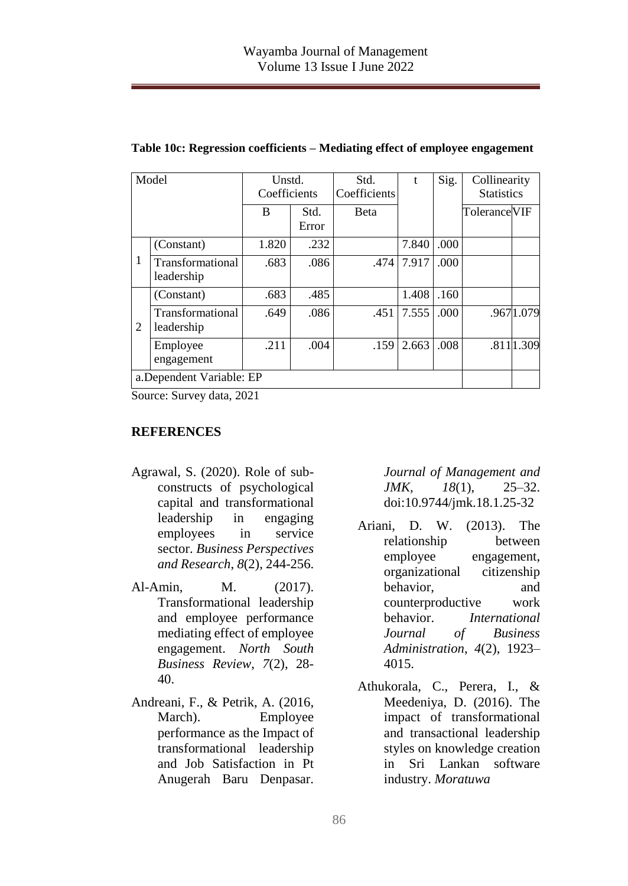**Table 10c: Regression coefficients – Mediating effect of employee engagement**

| Model | | Unstd. Coefficients | | Std. Coefficients | t | Sig. | Collinearity Statistics | |
|---|---|---|---|---|---|---|---|---|
| | | B | Std. Error | Beta | | | Tolerance | VIF |
| 1 | (Constant) | 1.820 | .232 | | 7.840 | .000 | | |
| | Transformational leadership | .683 | .086 | .474 | 7.917 | .000 | | |
| 2 | (Constant) | .683 | .485 | | 1.408 | .160 | | |
| | Transformational leadership | .649 | .086 | .451 | 7.555 | .000 | .967 | 1.079 |
| | Employee engagement | .211 | .004 | .159 | 2.663 | .008 | .811 | 1.309 |
| a.Dependent Variable: EP | | | | | | | | |

Source: Survey data, 2021

## REFERENCES

Agrawal, S. (2020). Role of sub-constructs of psychological capital and transformational leadership in engaging employees in service sector. *Business Perspectives and Research*, *8*(2), 244-256.

Al-Amin, M. (2017). Transformational leadership and employee performance mediating effect of employee engagement. *North South Business Review*, *7*(2), 28-40.

Andreani, F., & Petrik, A. (2016, March). Employee performance as the Impact of transformational leadership and Job Satisfaction in Pt Anugerah Baru Denpasar. *Journal of Management and JMK, 18*(1), 25–32. doi:10.9744/jmk.18.1.25-32

Ariani, D. W. (2013). The relationship between employee engagement, organizational citizenship behavior, and counterproductive work behavior. *International Journal of Business Administration*, *4*(2), 1923–4015.

Athukorala, C., Perera, I., & Meedeniya, D. (2016). The impact of transformational and transactional leadership styles on knowledge creation in Sri Lankan software industry. *Moratuwa*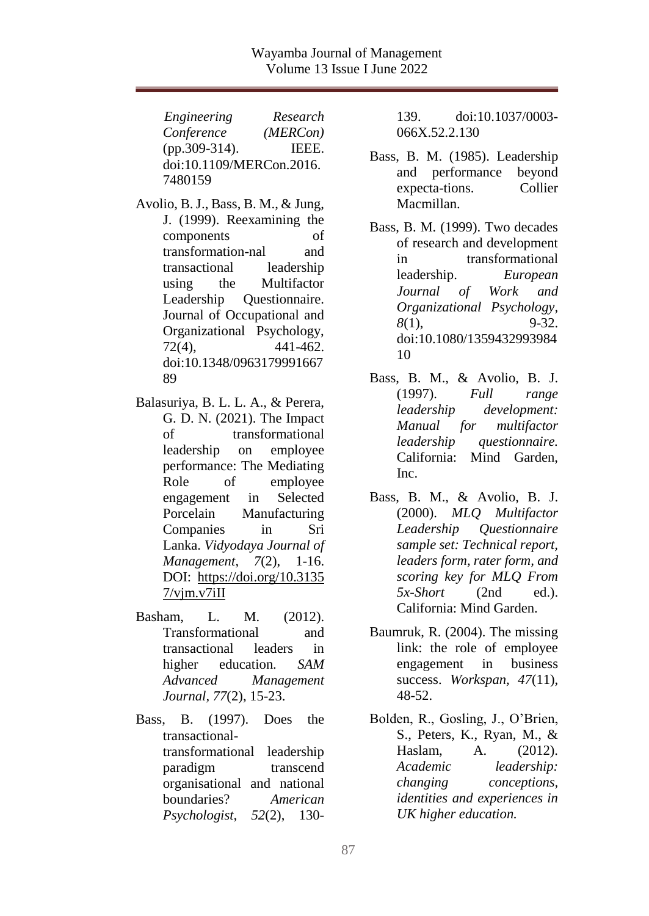*Engineering Research Conference (MERCon)* (pp.309-314). IEEE. doi:10.1109/MERCon.2016.7480159

Avolio, B. J., Bass, B. M., & Jung, J. (1999). Reexamining the components of transformation-nal and transactional leadership using the Multifactor Leadership Questionnaire. Journal of Occupational and Organizational Psychology, 72(4), 441-462. doi:10.1348/096317999166789

Balasuriya, B. L. L. A., & Perera, G. D. N. (2021). The Impact of transformational leadership on employee performance: The Mediating Role of employee engagement in Selected Porcelain Manufacturing Companies in Sri Lanka. *Vidyodaya Journal of Management*, *7*(2), 1-16. DOI: https://doi.org/10.31357/vjm.v7iII

Basham, L. M. (2012). Transformational and transactional leaders in higher education. *SAM Advanced Management Journal*, *77*(2), 15-23.

Bass, B. (1997). Does the transactional-transformational leadership paradigm transcend organisational and national boundaries? *American Psychologist*, *52*(2), 130-139. doi:10.1037/0003-066X.52.2.130

Bass, B. M. (1985). Leadership and performance beyond expecta-tions. Collier Macmillan.

Bass, B. M. (1999). Two decades of research and development in transformational leadership. *European Journal of Work and Organizational Psychology*, *8*(1), 9-32. doi:10.1080/135943299398410

Bass, B. M., & Avolio, B. J. (1997). *Full range leadership development: Manual for multifactor leadership questionnaire.* California: Mind Garden, Inc.

Bass, B. M., & Avolio, B. J. (2000). *MLQ Multifactor Leadership Questionnaire sample set: Technical report, leaders form, rater form, and scoring key for MLQ From 5x-Short* (2nd ed.). California: Mind Garden.

Baumruk, R. (2004). The missing link: the role of employee engagement in business success. *Workspan, 47*(11), 48-52.

Bolden, R., Gosling, J., O'Brien, S., Peters, K., Ryan, M., & Haslam, A. (2012). *Academic leadership: changing conceptions, identities and experiences in UK higher education.*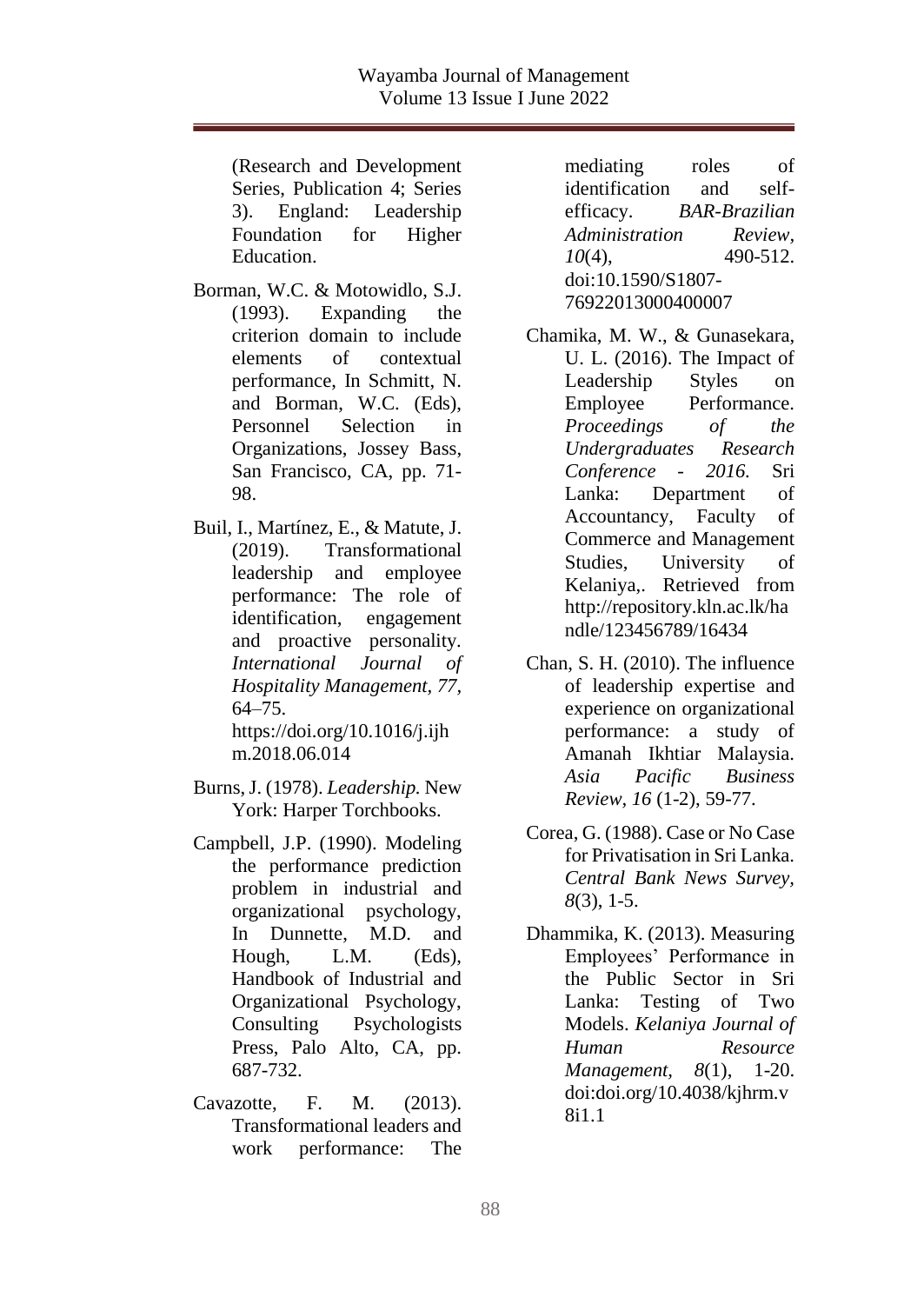(Research and Development Series, Publication 4; Series 3). England: Leadership Foundation for Higher Education.

Borman, W.C. & Motowidlo, S.J. (1993). Expanding the criterion domain to include elements of contextual performance, In Schmitt, N. and Borman, W.C. (Eds), Personnel Selection in Organizations, Jossey Bass, San Francisco, CA, pp. 71-98.

Buil, I., Martínez, E., & Matute, J. (2019). Transformational leadership and employee performance: The role of identification, engagement and proactive personality. *International Journal of Hospitality Management, 77,* 64–75. https://doi.org/10.1016/j.ijhm.2018.06.014

Burns, J. (1978). *Leadership.* New York: Harper Torchbooks.

Campbell, J.P. (1990). Modeling the performance prediction problem in industrial and organizational psychology, In Dunnette, M.D. and Hough, L.M. (Eds), Handbook of Industrial and Organizational Psychology, Consulting Psychologists Press, Palo Alto, CA, pp. 687-732.

Cavazotte, F. M. (2013). Transformational leaders and work performance: The mediating roles of identification and self-efficacy. *BAR-Brazilian Administration Review, 10*(4), 490-512. doi:10.1590/S1807-76922013000400007

Chamika, M. W., & Gunasekara, U. L. (2016). The Impact of Leadership Styles on Employee Performance. *Proceedings of the Undergraduates Research Conference - 2016.* Sri Lanka: Department of Accountancy, Faculty of Commerce and Management Studies, University of Kelaniya,. Retrieved from http://repository.kln.ac.lk/handle/123456789/16434

Chan, S. H. (2010). The influence of leadership expertise and experience on organizational performance: a study of Amanah Ikhtiar Malaysia. *Asia Pacific Business Review, 16* (1-2), 59-77.

Corea, G. (1988). Case or No Case for Privatisation in Sri Lanka. *Central Bank News Survey, 8*(3), 1-5.

Dhammika, K. (2013). Measuring Employees' Performance in the Public Sector in Sri Lanka: Testing of Two Models. *Kelaniya Journal of Human Resource Management, 8*(1), 1-20. doi:doi.org/10.4038/kjhrm.v8i1.1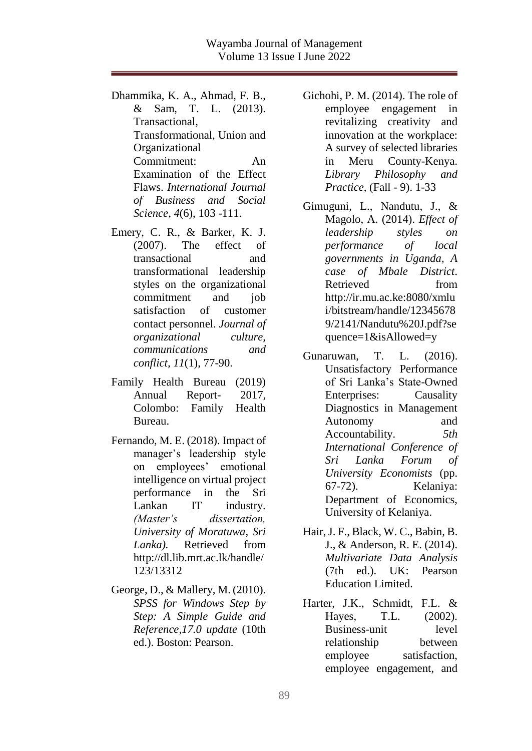Dhammika, K. A., Ahmad, F. B., & Sam, T. L. (2013). Transactional, Transformational, Union and Organizational Commitment: An Examination of the Effect Flaws. *International Journal of Business and Social Science, 4*(6), 103 -111.

Emery, C. R., & Barker, K. J. (2007). The effect of transactional and transformational leadership styles on the organizational commitment and job satisfaction of customer contact personnel. *Journal of organizational culture, communications and conflict, 11*(1), 77-90.

Family Health Bureau (2019) Annual Report- 2017, Colombo: Family Health Bureau.

Fernando, M. E. (2018). Impact of manager's leadership style on employees' emotional intelligence on virtual project performance in the Sri Lankan IT industry. *(Master's dissertation, University of Moratuwa, Sri Lanka).* Retrieved from http://dl.lib.mrt.ac.lk/handle/123/13312

George, D., & Mallery, M. (2010). *SPSS for Windows Step by Step: A Simple Guide and Reference,17.0 update* (10th ed.). Boston: Pearson.

Gichohi, P. M. (2014). The role of employee engagement in revitalizing creativity and innovation at the workplace: A survey of selected libraries in Meru County-Kenya. *Library Philosophy and Practice,* (Fall - 9). 1-33

Gimuguni, L., Nandutu, J., & Magolo, A. (2014). *Effect of leadership styles on performance of local governments in Uganda, A case of Mbale District*. Retrieved from http://ir.mu.ac.ke:8080/xmlui/bitstream/handle/123456789/2141/Nandutu%20J.pdf?sequence=1&isAllowed=y

Gunaruwan, T. L. (2016). Unsatisfactory Performance of Sri Lanka's State-Owned Enterprises: Causality Diagnostics in Management Autonomy and Accountability. *5th International Conference of Sri Lanka Forum of University Economists* (pp. 67-72). Kelaniya: Department of Economics, University of Kelaniya.

Hair, J. F., Black, W. C., Babin, B. J., & Anderson, R. E. (2014). *Multivariate Data Analysis* (7th ed.). UK: Pearson Education Limited.

Harter, J.K., Schmidt, F.L. & Hayes, T.L. (2002). Business-unit level relationship between employee satisfaction, employee engagement, and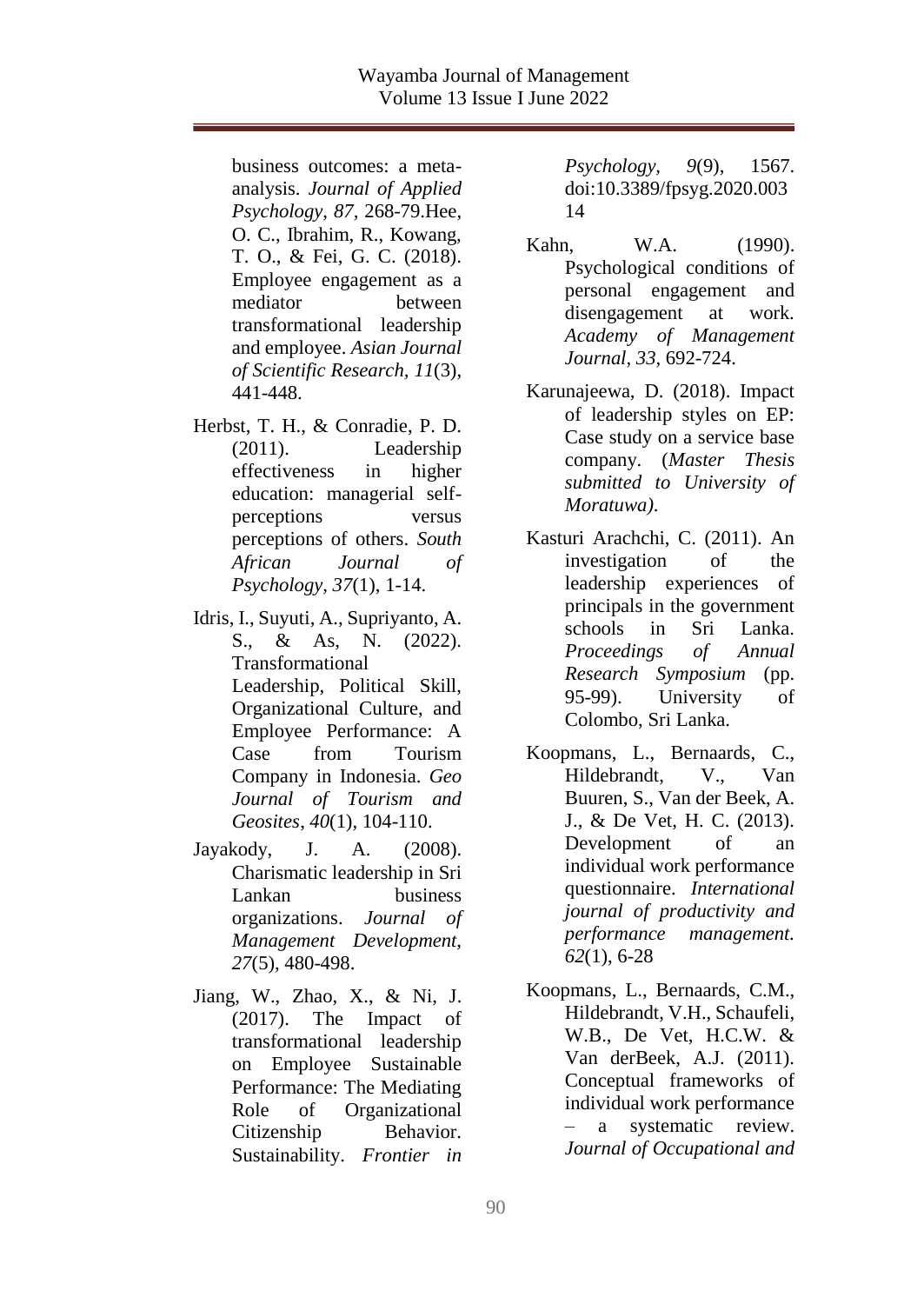business outcomes: a meta-analysis. *Journal of Applied Psychology, 87*, 268-79.Hee, O. C., Ibrahim, R., Kowang, T. O., & Fei, G. C. (2018). Employee engagement as a mediator between transformational leadership and employee. *Asian Journal of Scientific Research, 11*(3), 441-448.

Herbst, T. H., & Conradie, P. D. (2011). Leadership effectiveness in higher education: managerial self-perceptions versus perceptions of others. *South African Journal of Psychology, 37*(1), 1-14.

Idris, I., Suyuti, A., Supriyanto, A. S., & As, N. (2022). Transformational Leadership, Political Skill, Organizational Culture, and Employee Performance: A Case from Tourism Company in Indonesia. *Geo Journal of Tourism and Geosites*, *40*(1), 104-110.

Jayakody, J. A. (2008). Charismatic leadership in Sri Lankan business organizations. *Journal of Management Development, 27*(5), 480-498.

Jiang, W., Zhao, X., & Ni, J. (2017). The Impact of transformational leadership on Employee Sustainable Performance: The Mediating Role of Organizational Citizenship Behavior. Sustainability. *Frontier in Psychology, 9*(9), 1567. doi:10.3389/fpsyg.2020.00314

Kahn, W.A. (1990). Psychological conditions of personal engagement and disengagement at work. *Academy of Management Journal*, *33*, 692-724.

Karunajeewa, D. (2018). Impact of leadership styles on EP: Case study on a service base company. (*Master Thesis submitted to University of Moratuwa)*.

Kasturi Arachchi, C. (2011). An investigation of the leadership experiences of principals in the government schools in Sri Lanka. *Proceedings of Annual Research Symposium* (pp. 95-99). University of Colombo, Sri Lanka.

Koopmans, L., Bernaards, C., Hildebrandt, V., Van Buuren, S., Van der Beek, A. J., & De Vet, H. C. (2013). Development of an individual work performance questionnaire. *International journal of productivity and performance management. 62*(1), 6-28

Koopmans, L., Bernaards, C.M., Hildebrandt, V.H., Schaufeli, W.B., De Vet, H.C.W. & Van derBeek, A.J. (2011). Conceptual frameworks of individual work performance – a systematic review. *Journal of Occupational and*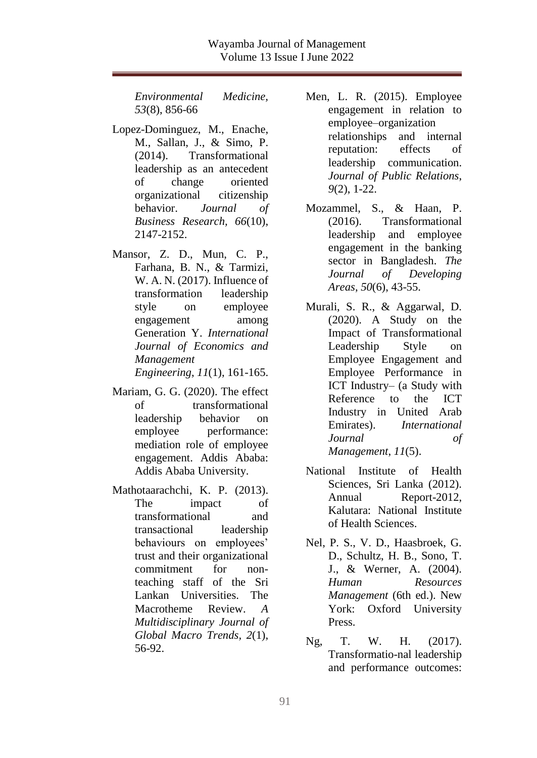*Environmental Medicine, 53*(8), 856-66

Lopez-Dominguez, M., Enache, M., Sallan, J., & Simo, P. (2014). Transformational leadership as an antecedent of change oriented organizational citizenship behavior. *Journal of Business Research, 66*(10), 2147-2152.

Mansor, Z. D., Mun, C. P., Farhana, B. N., & Tarmizi, W. A. N. (2017). Influence of transformation leadership style on employee engagement among Generation Y. *International Journal of Economics and Management Engineering*, *11*(1), 161-165.

Mariam, G. G. (2020). The effect of transformational leadership behavior on employee performance: mediation role of employee engagement. Addis Ababa: Addis Ababa University.

Mathotaarachchi, K. P. (2013). The impact of transformational and transactional leadership behaviours on employees' trust and their organizational commitment for non-teaching staff of the Sri Lankan Universities. The Macrotheme Review. *A Multidisciplinary Journal of Global Macro Trends*, *2*(1), 56-92.

Men, L. R. (2015). Employee engagement in relation to employee–organization relationships and internal reputation: effects of leadership communication. *Journal of Public Relations*, *9*(2), 1-22.

Mozammel, S., & Haan, P. (2016). Transformational leadership and employee engagement in the banking sector in Bangladesh. *The Journal of Developing Areas*, *50*(6), 43-55.

Murali, S. R., & Aggarwal, D. (2020). A Study on the Impact of Transformational Leadership Style on Employee Engagement and Employee Performance in ICT Industry– (a Study with Reference to the ICT Industry in United Arab Emirates). *International Journal of Management*, *11*(5).

National Institute of Health Sciences, Sri Lanka (2012). Annual Report-2012, Kalutara: National Institute of Health Sciences.

Nel, P. S., V. D., Haasbroek, G. D., Schultz, H. B., Sono, T. J., & Werner, A. (2004). *Human Resources Management* (6th ed.). New York: Oxford University Press.

Ng, T. W. H. (2017). Transformatio-nal leadership and performance outcomes: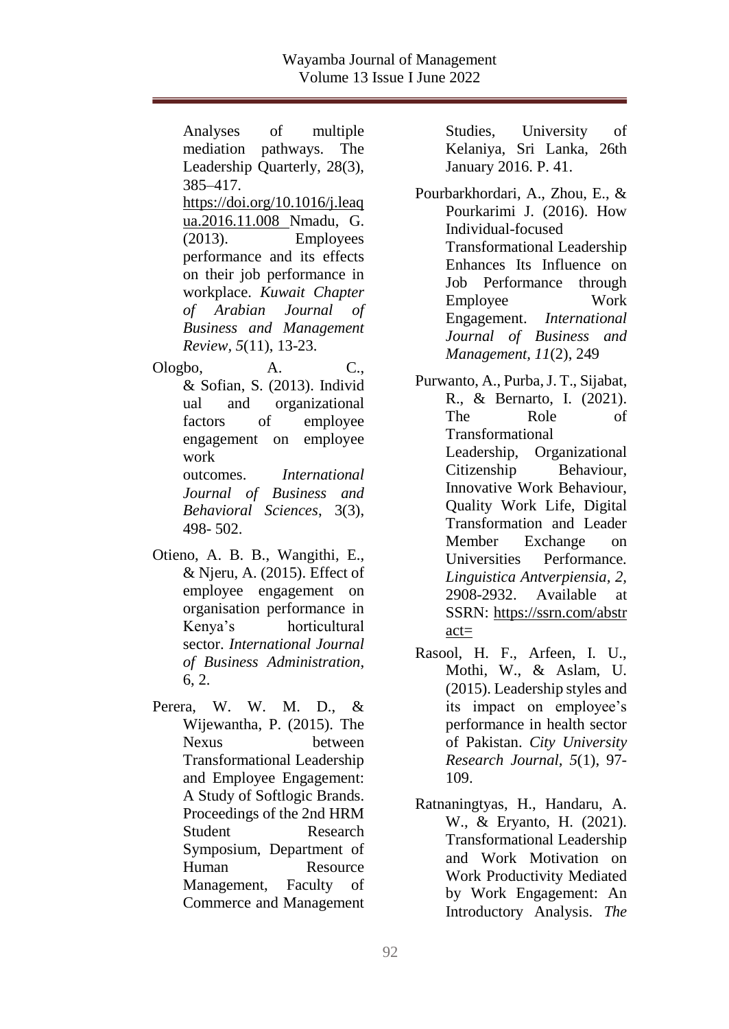Analyses of multiple mediation pathways. The Leadership Quarterly, 28(3), 385–417. https://doi.org/10.1016/j.leaqua.2016.11.008

Nmadu, G. (2013). Employees performance and its effects on their job performance in workplace. *Kuwait Chapter of Arabian Journal of Business and Management Review*, *5*(11), 13-23.

Ologbo, A. C., & Sofian, S. (2013). Individual and organizational factors of employee engagement on employee work outcomes. *International Journal of Business and Behavioral Sciences*, 3(3), 498- 502.

Otieno, A. B. B., Wangithi, E., & Njeru, A. (2015). Effect of employee engagement on organisation performance in Kenya's horticultural sector. *International Journal of Business Administration*, 6, 2.

Perera, W. W. M. D., & Wijewantha, P. (2015). The Nexus between Transformational Leadership and Employee Engagement: A Study of Softlogic Brands. Proceedings of the 2nd HRM Student Research Symposium, Department of Human Resource Management, Faculty of Commerce and Management Studies, University of Kelaniya, Sri Lanka, 26th January 2016. P. 41.

Pourbarkhordari, A., Zhou, E., & Pourkarimi J. (2016). How Individual-focused Transformational Leadership Enhances Its Influence on Job Performance through Employee Work Engagement. *International Journal of Business and Management*, *11*(2), 249

Purwanto, A., Purba, J. T., Sijabat, R., & Bernarto, I. (2021). The Role of Transformational Leadership, Organizational Citizenship Behaviour, Innovative Work Behaviour, Quality Work Life, Digital Transformation and Leader Member Exchange on Universities Performance. *Linguistica Antverpiensia, 2*, 2908-2932. Available at SSRN: https://ssrn.com/abstract=

Rasool, H. F., Arfeen, I. U., Mothi, W., & Aslam, U. (2015). Leadership styles and its impact on employee's performance in health sector of Pakistan. *City University Research Journal*, *5*(1), 97-109.

Ratnaningtyas, H., Handaru, A. W., & Eryanto, H. (2021). Transformational Leadership and Work Motivation on Work Productivity Mediated by Work Engagement: An Introductory Analysis. *The*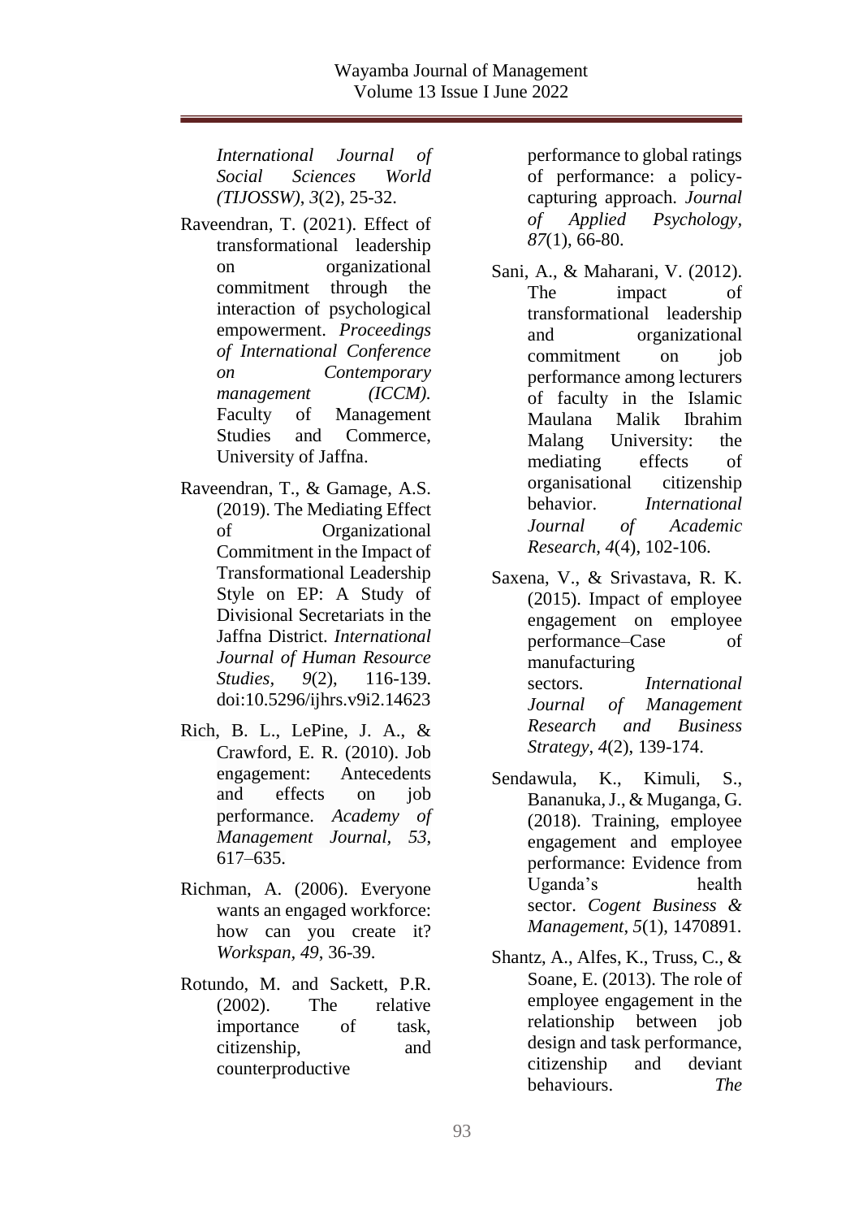*International Journal of Social Sciences World (TIJOSSW)*, *3*(2), 25-32.

Raveendran, T. (2021). Effect of transformational leadership on organizational commitment through the interaction of psychological empowerment. *Proceedings of International Conference on Contemporary management (ICCM).* Faculty of Management Studies and Commerce, University of Jaffna.

Raveendran, T., & Gamage, A.S. (2019). The Mediating Effect of Organizational Commitment in the Impact of Transformational Leadership Style on EP: A Study of Divisional Secretariats in the Jaffna District. *International Journal of Human Resource Studies*, *9*(2), 116-139. doi:10.5296/ijhrs.v9i2.14623

Rich, B. L., LePine, J. A., & Crawford, E. R. (2010). Job engagement: Antecedents and effects on job performance. *Academy of Management Journal, 53*, 617–635.

Richman, A. (2006). Everyone wants an engaged workforce: how can you create it? *Workspan*, *49*, 36-39.

Rotundo, M. and Sackett, P.R. (2002). The relative importance of task, citizenship, and counterproductive performance to global ratings of performance: a policy-capturing approach. *Journal of Applied Psychology*, *87*(1), 66-80.

Sani, A., & Maharani, V. (2012). The impact of transformational leadership and organizational commitment on job performance among lecturers of faculty in the Islamic Maulana Malik Ibrahim Malang University: the mediating effects of organisational citizenship behavior. *International Journal of Academic Research*, *4*(4), 102-106.

Saxena, V., & Srivastava, R. K. (2015). Impact of employee engagement on employee performance–Case of manufacturing sectors. *International Journal of Management Research and Business Strategy*, *4*(2), 139-174.

Sendawula, K., Kimuli, S., Bananuka, J., & Muganga, G. (2018). Training, employee engagement and employee performance: Evidence from Uganda's health sector. *Cogent Business & Management*, *5*(1), 1470891.

Shantz, A., Alfes, K., Truss, C., & Soane, E. (2013). The role of employee engagement in the relationship between job design and task performance, citizenship and deviant behaviours. *The*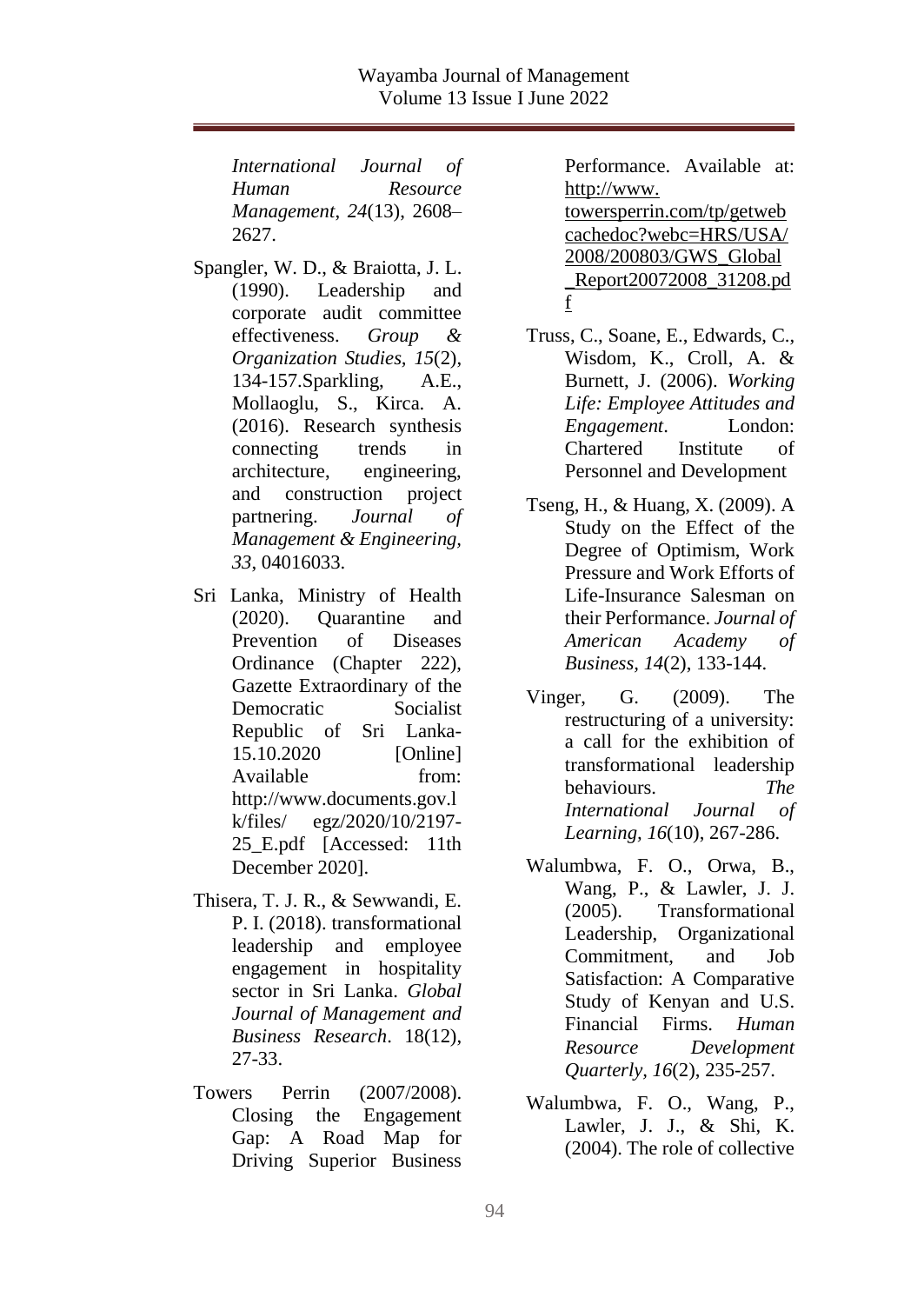*International Journal of Human Resource Management*, *24*(13), 2608–2627.

Spangler, W. D., & Braiotta, J. L. (1990). Leadership and corporate audit committee effectiveness. *Group & Organization Studies*, *15*(2), 134-157.Sparkling, A.E., Mollaoglu, S., Kirca. A. (2016). Research synthesis connecting trends in architecture, engineering, and construction project partnering. *Journal of Management & Engineering*, *33*, 04016033.

Sri Lanka, Ministry of Health (2020). Quarantine and Prevention of Diseases Ordinance (Chapter 222), Gazette Extraordinary of the Democratic Socialist Republic of Sri Lanka-15.10.2020 [Online] Available from: http://www.documents.gov.lk/files/ egz/2020/10/2197-25_E.pdf [Accessed: 11th December 2020].

Thisera, T. J. R., & Sewwandi, E. P. I. (2018). transformational leadership and employee engagement in hospitality sector in Sri Lanka. *Global Journal of Management and Business Research*. 18(12), 27-33.

Towers Perrin (2007/2008). Closing the Engagement Gap: A Road Map for Driving Superior Business Performance. Available at: http://www.towersperrin.com/tp/getwebcachedoc?webc=HRS/USA/2008/200803/GWS_Global_Report20072008_31208.pdf

Truss, C., Soane, E., Edwards, C., Wisdom, K., Croll, A. & Burnett, J. (2006). *Working Life: Employee Attitudes and Engagement*. London: Chartered Institute of Personnel and Development

Tseng, H., & Huang, X. (2009). A Study on the Effect of the Degree of Optimism, Work Pressure and Work Efforts of Life-Insurance Salesman on their Performance. *Journal of American Academy of Business*, *14*(2), 133-144.

Vinger, G. (2009). The restructuring of a university: a call for the exhibition of transformational leadership behaviours. *The International Journal of Learning*, *16*(10), 267-286.

Walumbwa, F. O., Orwa, B., Wang, P., & Lawler, J. J. (2005). Transformational Leadership, Organizational Commitment, and Job Satisfaction: A Comparative Study of Kenyan and U.S. Financial Firms. *Human Resource Development Quarterly*, *16*(2), 235-257.

Walumbwa, F. O., Wang, P., Lawler, J. J., & Shi, K. (2004). The role of collective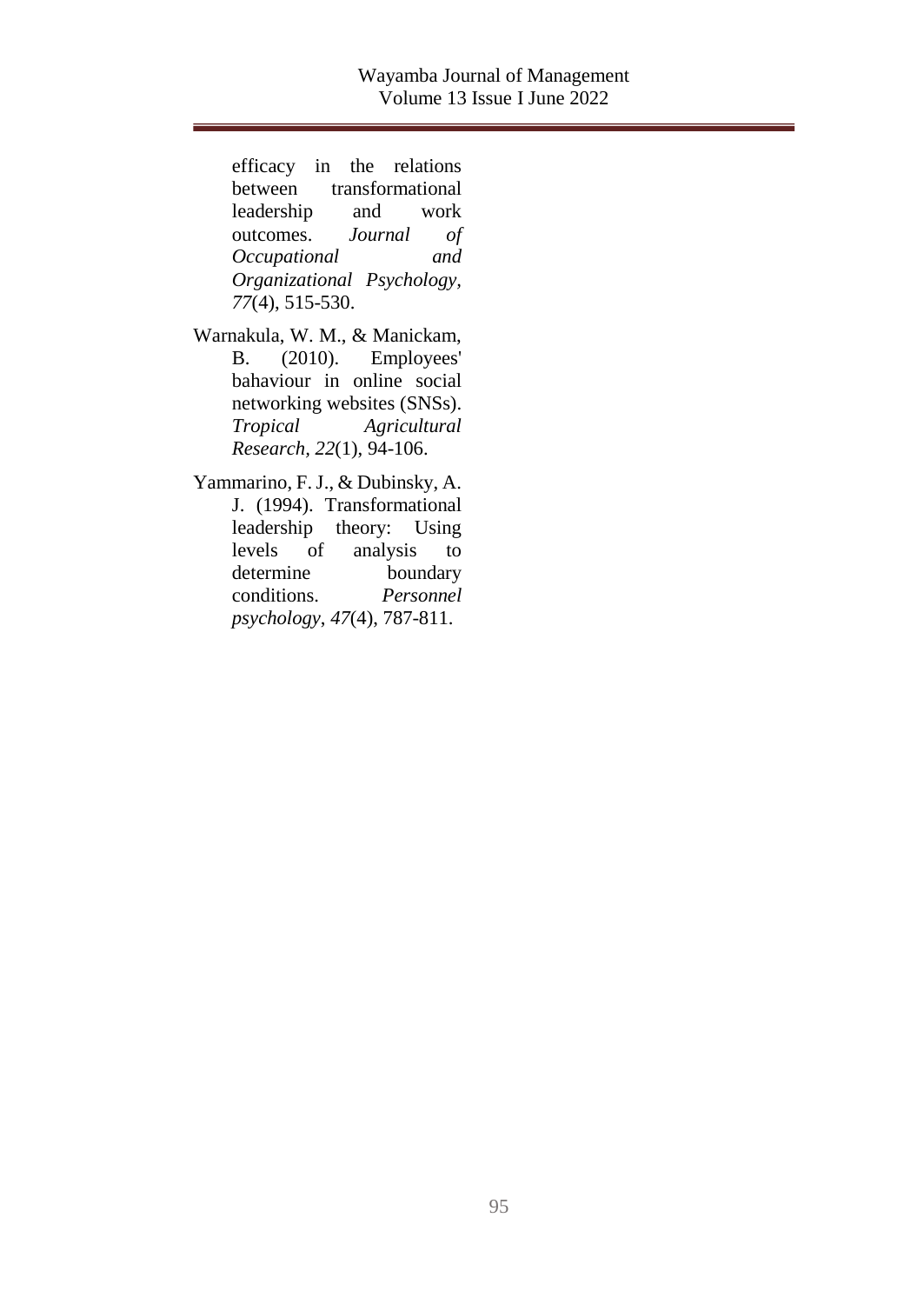efficacy in the relations between transformational leadership and work outcomes. *Journal of Occupational and Organizational Psychology*, *77*(4), 515-530.

Warnakula, W. M., & Manickam, B. (2010). Employees' bahaviour in online social networking websites (SNSs). *Tropical Agricultural Research*, *22*(1), 94-106.

Yammarino, F. J., & Dubinsky, A. J. (1994). Transformational leadership theory: Using levels of analysis to determine boundary conditions. *Personnel psychology*, *47*(4), 787-811.